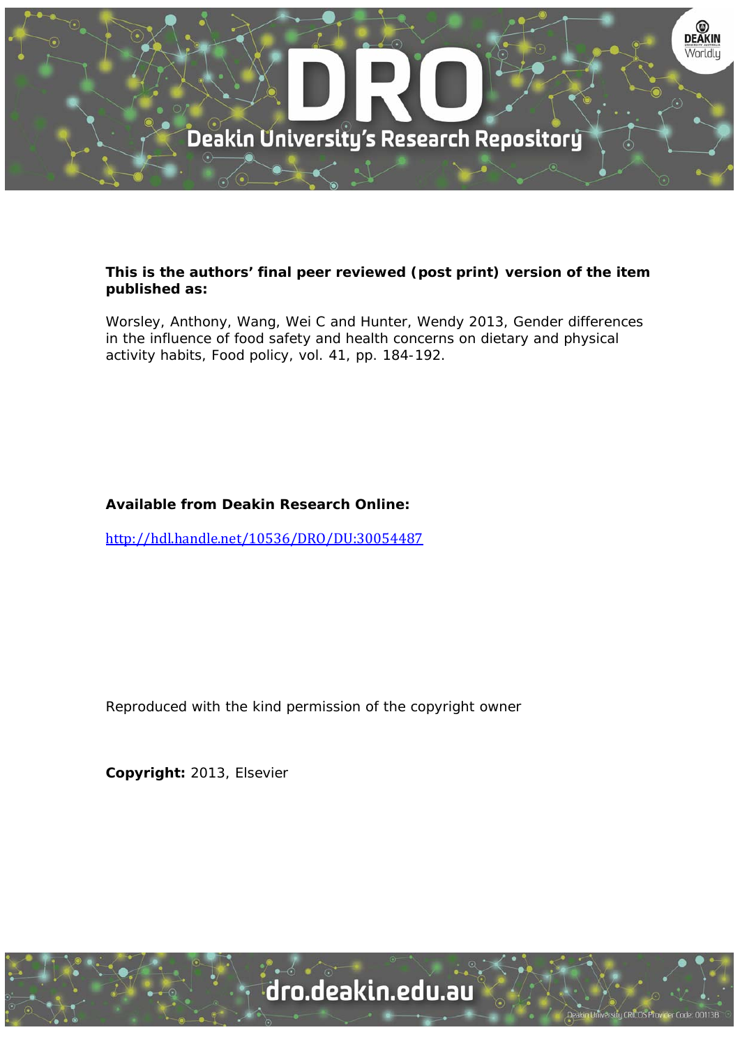**This is the authors' final peer reviewed (post print) version of the item published as:**

Worsley, Anthony, Wang, Wei C and Hunter, Wendy 2013, Gender differences in the influence of food safety and health concerns on dietary and physical activity habits, Food policy, vol. 41, pp. 184-192.

**Available from Deakin Research Online:**

http://hdl.handle.net/10536/DRO/DU:30054487

Reproduced with the kind permission of the copyright owner

**Copyright:** 2013, Elsevier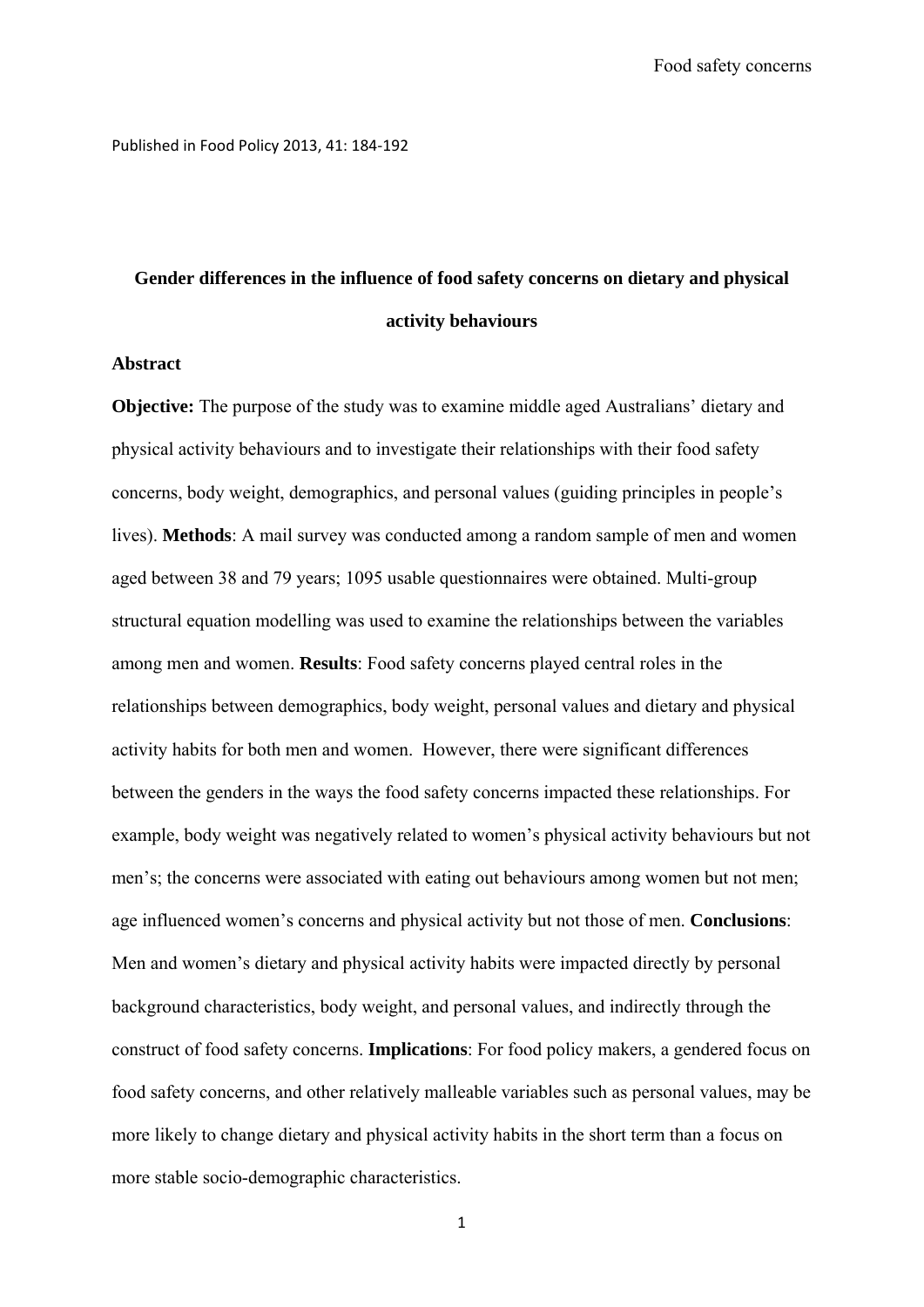Published in Food Policy 2013, 41: 184-192

# Gender differences in the influence of food safety concerns on dietary and physical activity behaviours

## Abstract

**Objective:** The purpose of the study was to examine middle aged Australians' dietary and physical activity behaviours and to investigate their relationships with their food safety concerns, body weight, demographics, and personal values (guiding principles in people's lives). **Methods**: A mail survey was conducted among a random sample of men and women aged between 38 and 79 years; 1095 usable questionnaires were obtained. Multi-group structural equation modelling was used to examine the relationships between the variables among men and women. **Results**: Food safety concerns played central roles in the relationships between demographics, body weight, personal values and dietary and physical activity habits for both men and women. However, there were significant differences between the genders in the ways the food safety concerns impacted these relationships. For example, body weight was negatively related to women's physical activity behaviours but not men's; the concerns were associated with eating out behaviours among women but not men; age influenced women's concerns and physical activity but not those of men. **Conclusions**: Men and women's dietary and physical activity habits were impacted directly by personal background characteristics, body weight, and personal values, and indirectly through the construct of food safety concerns. **Implications**: For food policy makers, a gendered focus on food safety concerns, and other relatively malleable variables such as personal values, may be more likely to change dietary and physical activity habits in the short term than a focus on more stable socio-demographic characteristics.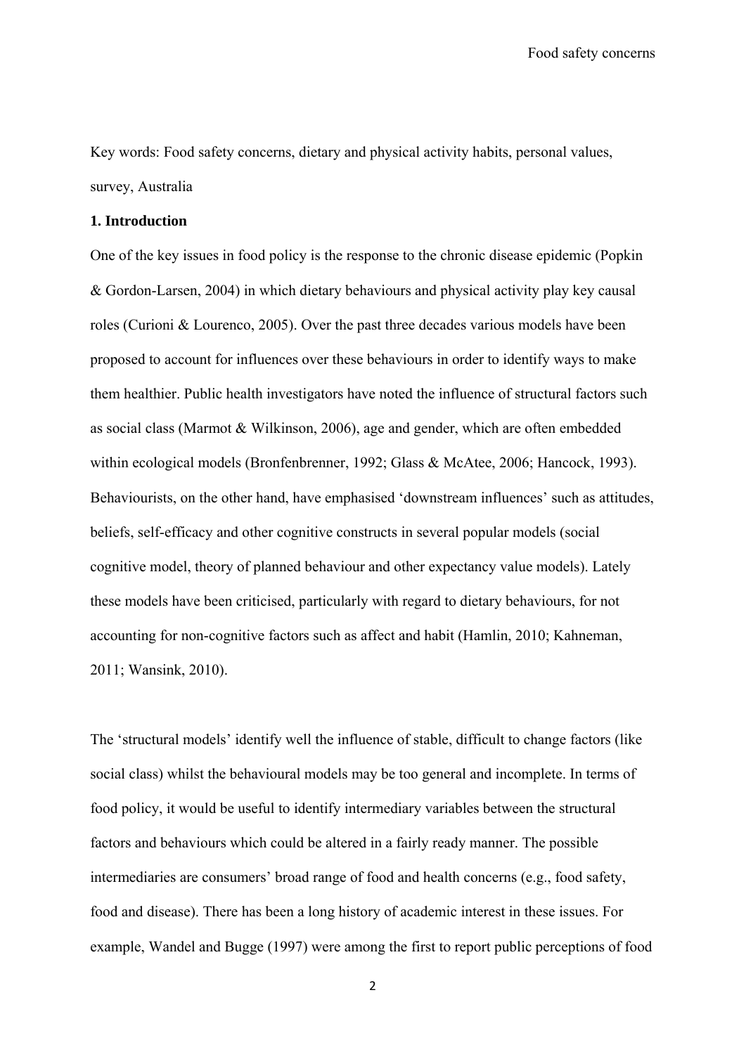Key words: Food safety concerns, dietary and physical activity habits, personal values, survey, Australia

## 1. Introduction

One of the key issues in food policy is the response to the chronic disease epidemic (Popkin & Gordon-Larsen, 2004) in which dietary behaviours and physical activity play key causal roles (Curioni & Lourenco, 2005). Over the past three decades various models have been proposed to account for influences over these behaviours in order to identify ways to make them healthier. Public health investigators have noted the influence of structural factors such as social class (Marmot & Wilkinson, 2006), age and gender, which are often embedded within ecological models (Bronfenbrenner, 1992; Glass & McAtee, 2006; Hancock, 1993). Behaviourists, on the other hand, have emphasised 'downstream influences' such as attitudes, beliefs, self-efficacy and other cognitive constructs in several popular models (social cognitive model, theory of planned behaviour and other expectancy value models). Lately these models have been criticised, particularly with regard to dietary behaviours, for not accounting for non-cognitive factors such as affect and habit (Hamlin, 2010; Kahneman, 2011; Wansink, 2010).

The 'structural models' identify well the influence of stable, difficult to change factors (like social class) whilst the behavioural models may be too general and incomplete. In terms of food policy, it would be useful to identify intermediary variables between the structural factors and behaviours which could be altered in a fairly ready manner. The possible intermediaries are consumers' broad range of food and health concerns (e.g., food safety, food and disease). There has been a long history of academic interest in these issues. For example, Wandel and Bugge (1997) were among the first to report public perceptions of food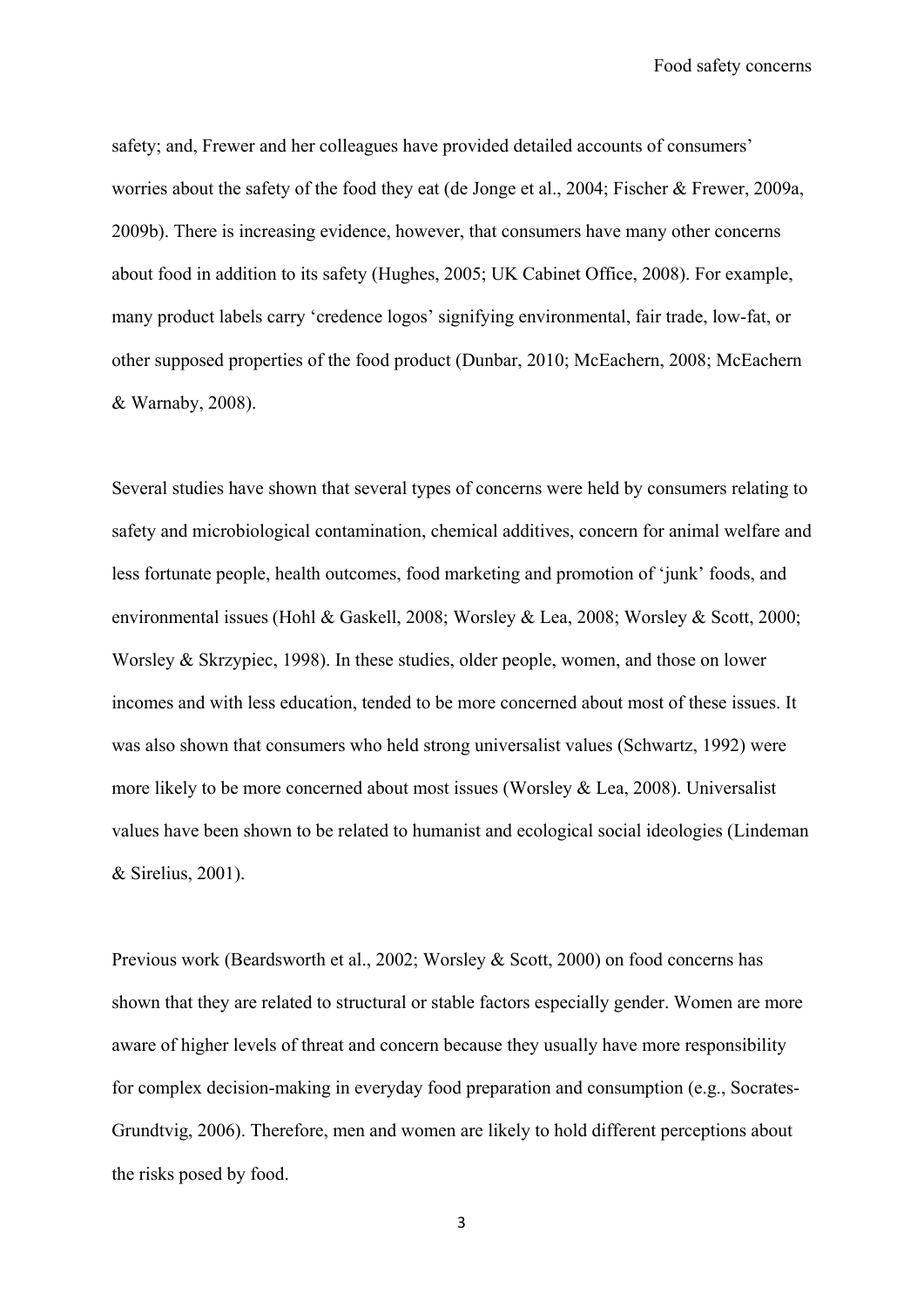safety; and, Frewer and her colleagues have provided detailed accounts of consumers' worries about the safety of the food they eat (de Jonge et al., 2004; Fischer & Frewer, 2009a, 2009b). There is increasing evidence, however, that consumers have many other concerns about food in addition to its safety (Hughes, 2005; UK Cabinet Office, 2008). For example, many product labels carry 'credence logos' signifying environmental, fair trade, low-fat, or other supposed properties of the food product (Dunbar, 2010; McEachern, 2008; McEachern & Warnaby, 2008).

Several studies have shown that several types of concerns were held by consumers relating to safety and microbiological contamination, chemical additives, concern for animal welfare and less fortunate people, health outcomes, food marketing and promotion of 'junk' foods, and environmental issues (Hohl & Gaskell, 2008; Worsley & Lea, 2008; Worsley & Scott, 2000; Worsley & Skrzypiec, 1998). In these studies, older people, women, and those on lower incomes and with less education, tended to be more concerned about most of these issues. It was also shown that consumers who held strong universalist values (Schwartz, 1992) were more likely to be more concerned about most issues (Worsley & Lea, 2008). Universalist values have been shown to be related to humanist and ecological social ideologies (Lindeman & Sirelius, 2001).

Previous work (Beardsworth et al., 2002; Worsley & Scott, 2000) on food concerns has shown that they are related to structural or stable factors especially gender. Women are more aware of higher levels of threat and concern because they usually have more responsibility for complex decision-making in everyday food preparation and consumption (e.g., Socrates-Grundtvig, 2006). Therefore, men and women are likely to hold different perceptions about the risks posed by food.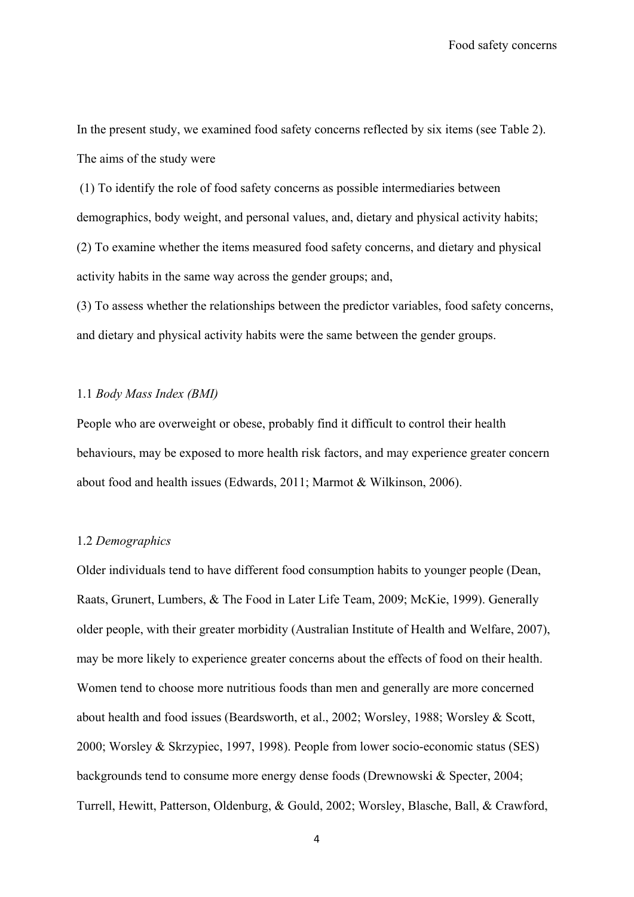In the present study, we examined food safety concerns reflected by six items (see Table 2). The aims of the study were

(1) To identify the role of food safety concerns as possible intermediaries between demographics, body weight, and personal values, and, dietary and physical activity habits;
(2) To examine whether the items measured food safety concerns, and dietary and physical activity habits in the same way across the gender groups; and,
(3) To assess whether the relationships between the predictor variables, food safety concerns, and dietary and physical activity habits were the same between the gender groups.

### 1.1 *Body Mass Index (BMI)*

People who are overweight or obese, probably find it difficult to control their health behaviours, may be exposed to more health risk factors, and may experience greater concern about food and health issues (Edwards, 2011; Marmot & Wilkinson, 2006).

### 1.2 *Demographics*

Older individuals tend to have different food consumption habits to younger people (Dean, Raats, Grunert, Lumbers, & The Food in Later Life Team, 2009; McKie, 1999). Generally older people, with their greater morbidity (Australian Institute of Health and Welfare, 2007), may be more likely to experience greater concerns about the effects of food on their health. Women tend to choose more nutritious foods than men and generally are more concerned about health and food issues (Beardsworth, et al., 2002; Worsley, 1988; Worsley & Scott, 2000; Worsley & Skrzypiec, 1997, 1998). People from lower socio-economic status (SES) backgrounds tend to consume more energy dense foods (Drewnowski & Specter, 2004; Turrell, Hewitt, Patterson, Oldenburg, & Gould, 2002; Worsley, Blasche, Ball, & Crawford,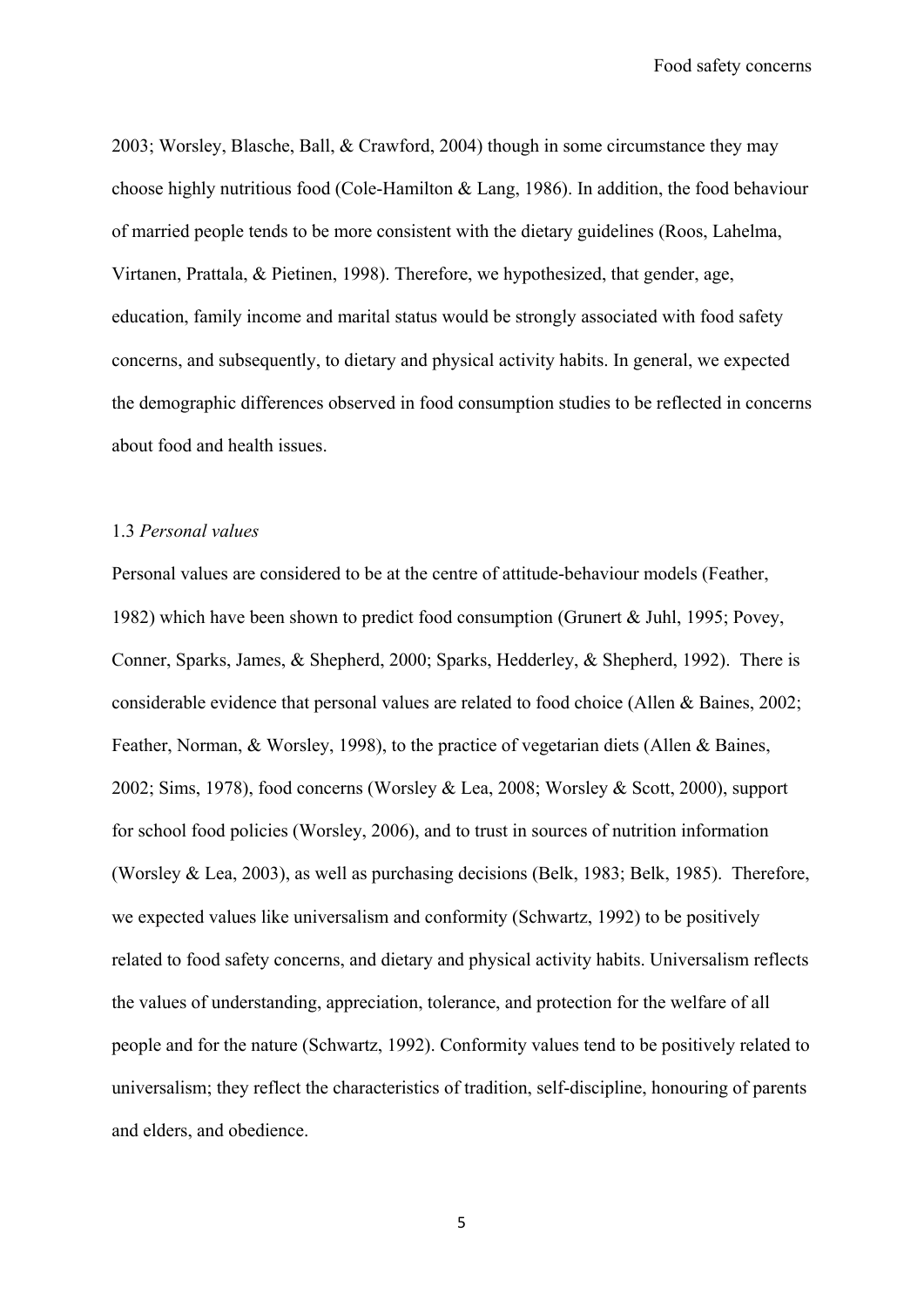2003; Worsley, Blasche, Ball, & Crawford, 2004) though in some circumstance they may choose highly nutritious food (Cole-Hamilton & Lang, 1986). In addition, the food behaviour of married people tends to be more consistent with the dietary guidelines (Roos, Lahelma, Virtanen, Prattala, & Pietinen, 1998). Therefore, we hypothesized, that gender, age, education, family income and marital status would be strongly associated with food safety concerns, and subsequently, to dietary and physical activity habits. In general, we expected the demographic differences observed in food consumption studies to be reflected in concerns about food and health issues.

### 1.3 *Personal values*

Personal values are considered to be at the centre of attitude-behaviour models (Feather, 1982) which have been shown to predict food consumption (Grunert & Juhl, 1995; Povey, Conner, Sparks, James, & Shepherd, 2000; Sparks, Hedderley, & Shepherd, 1992). There is considerable evidence that personal values are related to food choice (Allen & Baines, 2002; Feather, Norman, & Worsley, 1998), to the practice of vegetarian diets (Allen & Baines, 2002; Sims, 1978), food concerns (Worsley & Lea, 2008; Worsley & Scott, 2000), support for school food policies (Worsley, 2006), and to trust in sources of nutrition information (Worsley & Lea, 2003), as well as purchasing decisions (Belk, 1983; Belk, 1985). Therefore, we expected values like universalism and conformity (Schwartz, 1992) to be positively related to food safety concerns, and dietary and physical activity habits. Universalism reflects the values of understanding, appreciation, tolerance, and protection for the welfare of all people and for the nature (Schwartz, 1992). Conformity values tend to be positively related to universalism; they reflect the characteristics of tradition, self-discipline, honouring of parents and elders, and obedience.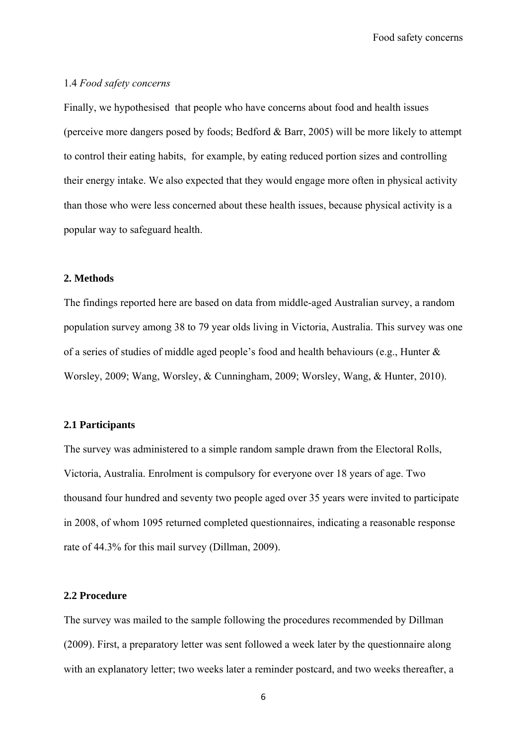### 1.4 *Food safety concerns*

Finally, we hypothesised that people who have concerns about food and health issues (perceive more dangers posed by foods; Bedford & Barr, 2005) will be more likely to attempt to control their eating habits, for example, by eating reduced portion sizes and controlling their energy intake. We also expected that they would engage more often in physical activity than those who were less concerned about these health issues, because physical activity is a popular way to safeguard health.

## 2. Methods

The findings reported here are based on data from middle-aged Australian survey, a random population survey among 38 to 79 year olds living in Victoria, Australia. This survey was one of a series of studies of middle aged people's food and health behaviours (e.g., Hunter & Worsley, 2009; Wang, Worsley, & Cunningham, 2009; Worsley, Wang, & Hunter, 2010).

### 2.1 Participants

The survey was administered to a simple random sample drawn from the Electoral Rolls, Victoria, Australia. Enrolment is compulsory for everyone over 18 years of age. Two thousand four hundred and seventy two people aged over 35 years were invited to participate in 2008, of whom 1095 returned completed questionnaires, indicating a reasonable response rate of 44.3% for this mail survey (Dillman, 2009).

### 2.2 Procedure

The survey was mailed to the sample following the procedures recommended by Dillman (2009). First, a preparatory letter was sent followed a week later by the questionnaire along with an explanatory letter; two weeks later a reminder postcard, and two weeks thereafter, a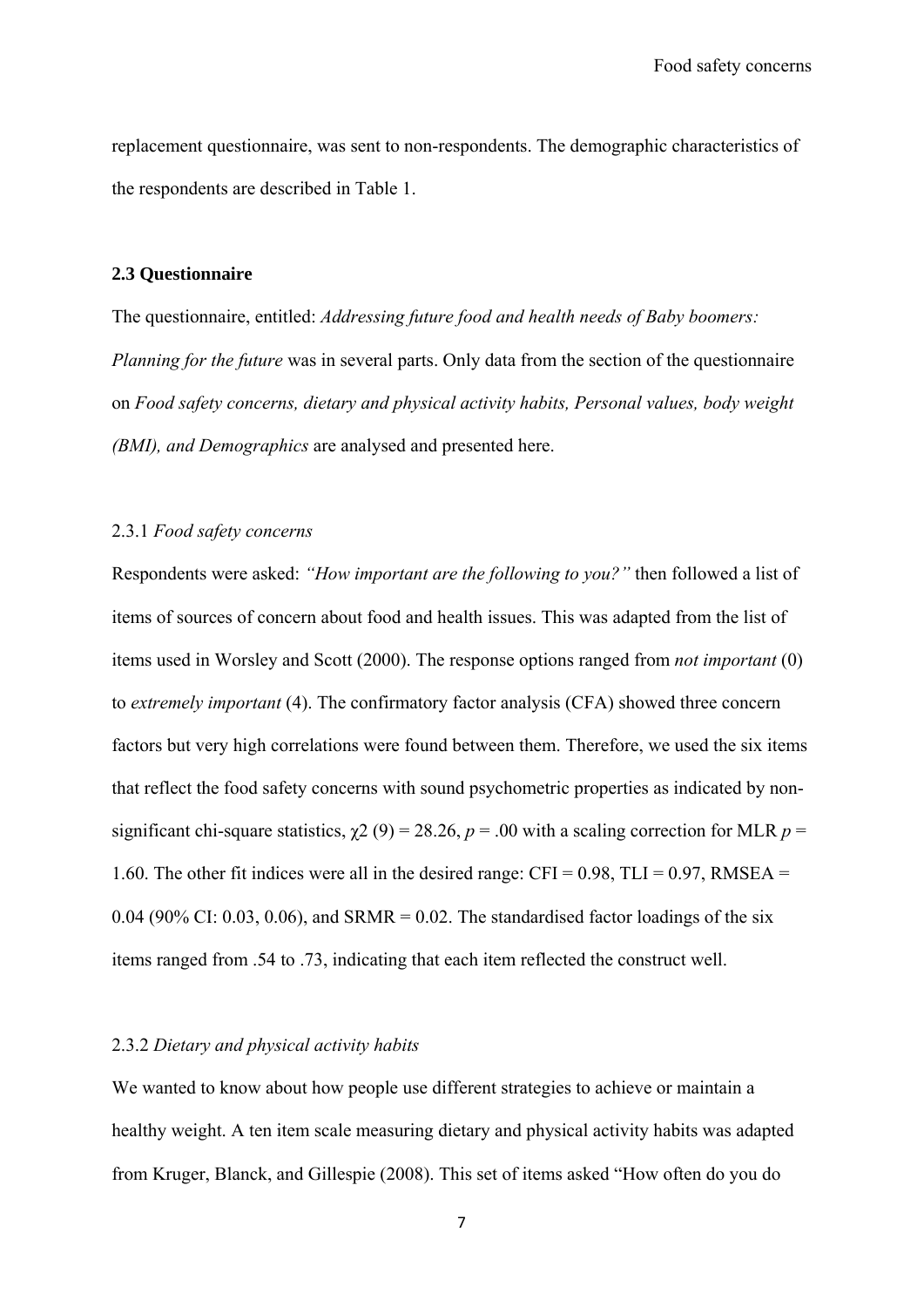replacement questionnaire, was sent to non-respondents. The demographic characteristics of the respondents are described in Table 1.

## 2.3 Questionnaire

The questionnaire, entitled: *Addressing future food and health needs of Baby boomers: Planning for the future* was in several parts. Only data from the section of the questionnaire on *Food safety concerns, dietary and physical activity habits, Personal values, body weight (BMI), and Demographics* are analysed and presented here.

### 2.3.1 *Food safety concerns*

Respondents were asked: *"How important are the following to you?"* then followed a list of items of sources of concern about food and health issues. This was adapted from the list of items used in Worsley and Scott (2000). The response options ranged from *not important* (0) to *extremely important* (4). The confirmatory factor analysis (CFA) showed three concern factors but very high correlations were found between them. Therefore, we used the six items that reflect the food safety concerns with sound psychometric properties as indicated by non-significant chi-square statistics, $\chi^2$ (9) = 28.26, $p$ = .00 with a scaling correction for MLR $p$ = 1.60. The other fit indices were all in the desired range: CFI = 0.98, TLI = 0.97, RMSEA = 0.04 (90% CI: 0.03, 0.06), and SRMR = 0.02. The standardised factor loadings of the six items ranged from .54 to .73, indicating that each item reflected the construct well.

### 2.3.2 *Dietary and physical activity habits*

We wanted to know about how people use different strategies to achieve or maintain a healthy weight. A ten item scale measuring dietary and physical activity habits was adapted from Kruger, Blanck, and Gillespie (2008). This set of items asked "How often do you do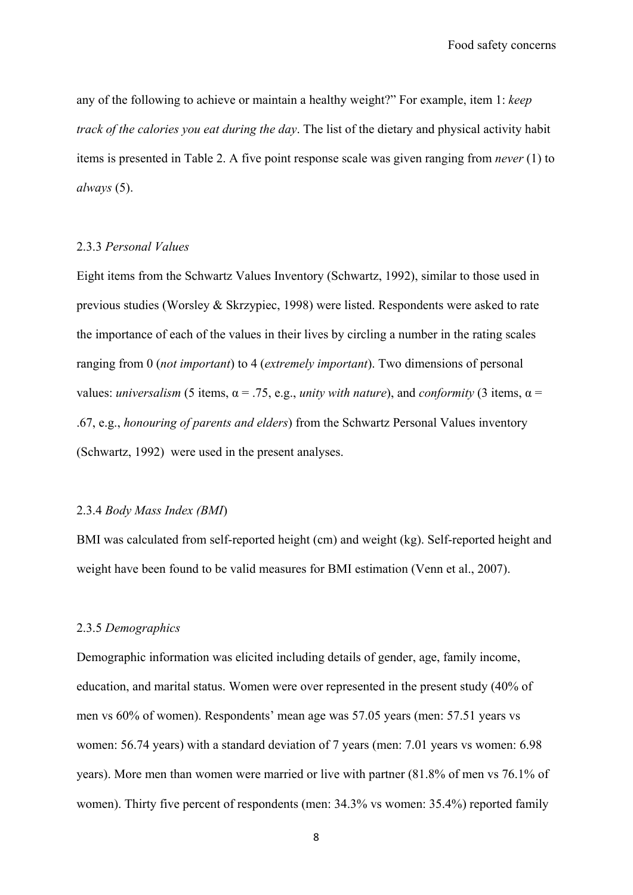any of the following to achieve or maintain a healthy weight?" For example, item 1: *keep track of the calories you eat during the day*. The list of the dietary and physical activity habit items is presented in Table 2. A five point response scale was given ranging from *never* (1) to *always* (5).

### 2.3.3 *Personal Values*

Eight items from the Schwartz Values Inventory (Schwartz, 1992), similar to those used in previous studies (Worsley & Skrzypiec, 1998) were listed. Respondents were asked to rate the importance of each of the values in their lives by circling a number in the rating scales ranging from 0 (*not important*) to 4 (*extremely important*). Two dimensions of personal values: *universalism* (5 items, $\alpha = .75$, e.g., *unity with nature*), and *conformity* (3 items, $\alpha = .67$, e.g., *honouring of parents and elders*) from the Schwartz Personal Values inventory (Schwartz, 1992) were used in the present analyses.

### 2.3.4 *Body Mass Index (BMI*)

BMI was calculated from self-reported height (cm) and weight (kg). Self-reported height and weight have been found to be valid measures for BMI estimation (Venn et al., 2007).

### 2.3.5 *Demographics*

Demographic information was elicited including details of gender, age, family income, education, and marital status. Women were over represented in the present study (40% of men vs 60% of women). Respondents' mean age was 57.05 years (men: 57.51 years vs women: 56.74 years) with a standard deviation of 7 years (men: 7.01 years vs women: 6.98 years). More men than women were married or live with partner (81.8% of men vs 76.1% of women). Thirty five percent of respondents (men: 34.3% vs women: 35.4%) reported family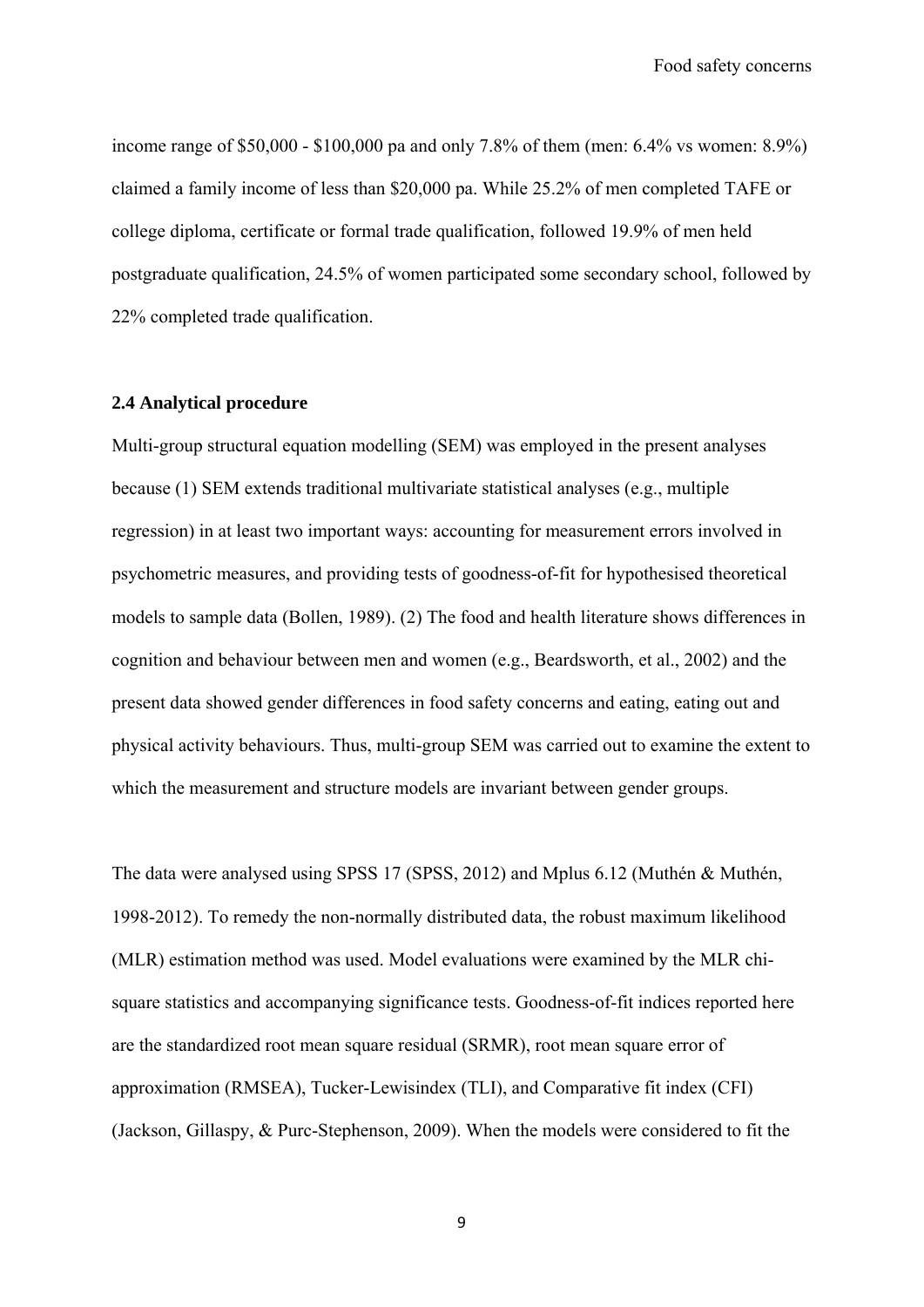income range of \$50,000 - \$100,000 pa and only 7.8% of them (men: 6.4% vs women: 8.9%) claimed a family income of less than \$20,000 pa. While 25.2% of men completed TAFE or college diploma, certificate or formal trade qualification, followed 19.9% of men held postgraduate qualification, 24.5% of women participated some secondary school, followed by 22% completed trade qualification.

### 2.4 Analytical procedure

Multi-group structural equation modelling (SEM) was employed in the present analyses because (1) SEM extends traditional multivariate statistical analyses (e.g., multiple regression) in at least two important ways: accounting for measurement errors involved in psychometric measures, and providing tests of goodness-of-fit for hypothesised theoretical models to sample data (Bollen, 1989). (2) The food and health literature shows differences in cognition and behaviour between men and women (e.g., Beardsworth, et al., 2002) and the present data showed gender differences in food safety concerns and eating, eating out and physical activity behaviours. Thus, multi-group SEM was carried out to examine the extent to which the measurement and structure models are invariant between gender groups.

The data were analysed using SPSS 17 (SPSS, 2012) and Mplus 6.12 (Muthén & Muthén, 1998-2012). To remedy the non-normally distributed data, the robust maximum likelihood (MLR) estimation method was used. Model evaluations were examined by the MLR chi-square statistics and accompanying significance tests. Goodness-of-fit indices reported here are the standardized root mean square residual (SRMR), root mean square error of approximation (RMSEA), Tucker-Lewisindex (TLI), and Comparative fit index (CFI) (Jackson, Gillaspy, & Purc-Stephenson, 2009). When the models were considered to fit the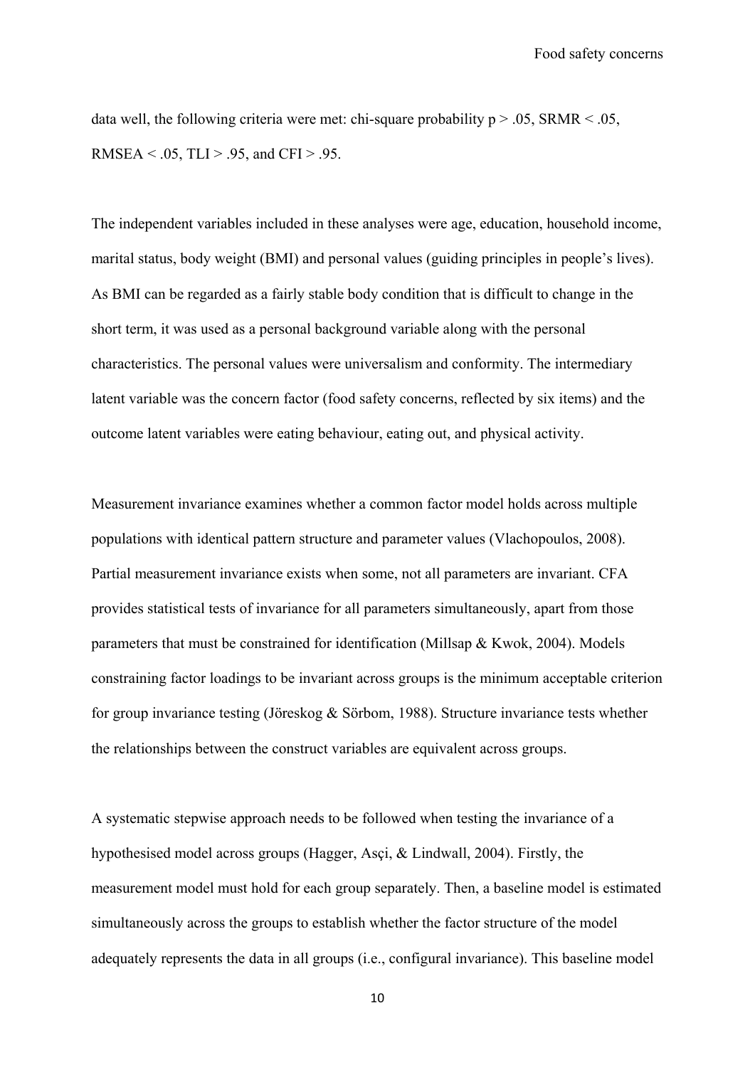data well, the following criteria were met: chi-square probability $p > .05$, SRMR < .05, RMSEA < .05, TLI > .95, and CFI > .95.

The independent variables included in these analyses were age, education, household income, marital status, body weight (BMI) and personal values (guiding principles in people's lives). As BMI can be regarded as a fairly stable body condition that is difficult to change in the short term, it was used as a personal background variable along with the personal characteristics. The personal values were universalism and conformity. The intermediary latent variable was the concern factor (food safety concerns, reflected by six items) and the outcome latent variables were eating behaviour, eating out, and physical activity.

Measurement invariance examines whether a common factor model holds across multiple populations with identical pattern structure and parameter values (Vlachopoulos, 2008). Partial measurement invariance exists when some, not all parameters are invariant. CFA provides statistical tests of invariance for all parameters simultaneously, apart from those parameters that must be constrained for identification (Millsap & Kwok, 2004). Models constraining factor loadings to be invariant across groups is the minimum acceptable criterion for group invariance testing (Jöreskog & Sörbom, 1988). Structure invariance tests whether the relationships between the construct variables are equivalent across groups.

A systematic stepwise approach needs to be followed when testing the invariance of a hypothesised model across groups (Hagger, Asçi, & Lindwall, 2004). Firstly, the measurement model must hold for each group separately. Then, a baseline model is estimated simultaneously across the groups to establish whether the factor structure of the model adequately represents the data in all groups (i.e., configural invariance). This baseline model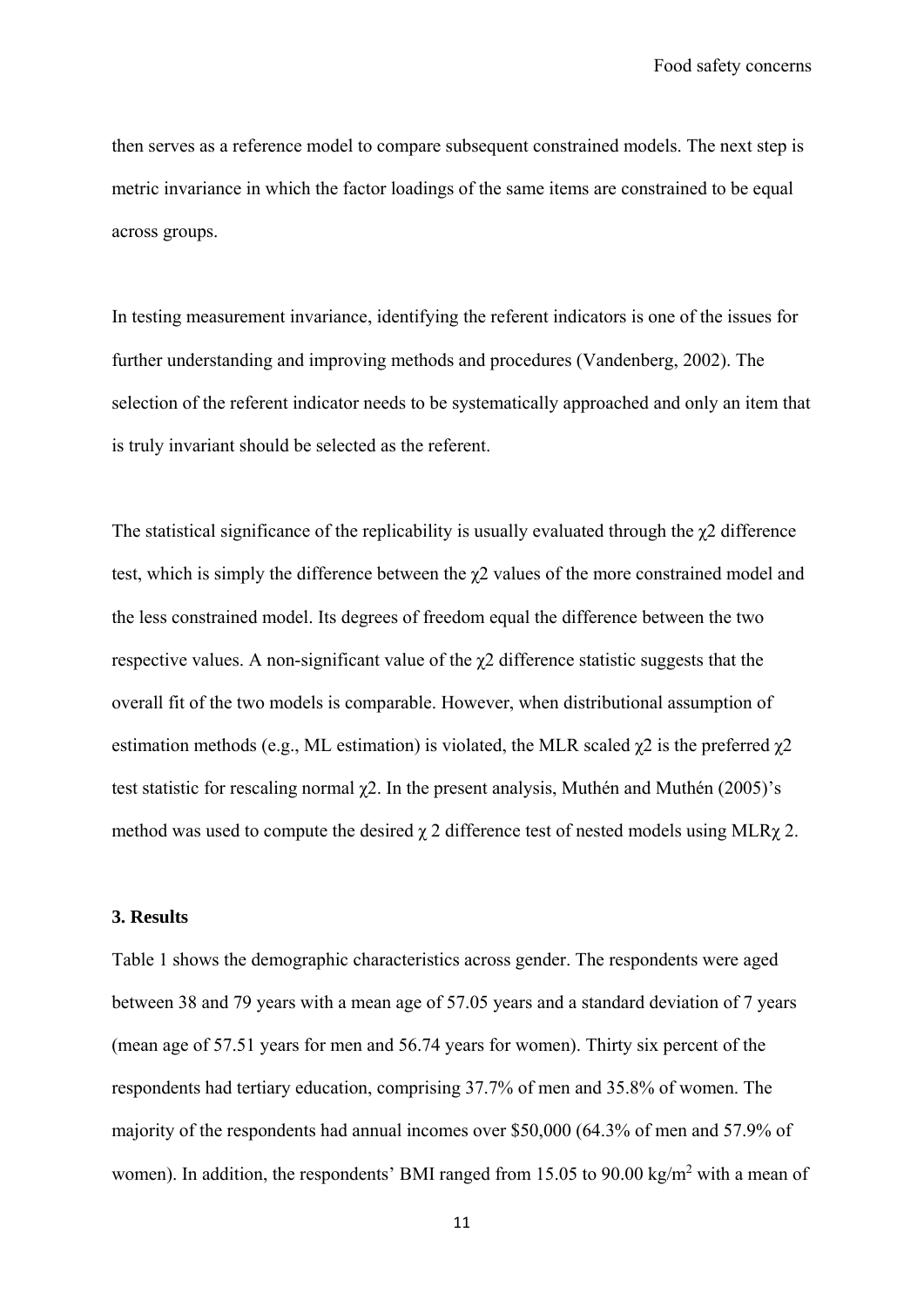then serves as a reference model to compare subsequent constrained models. The next step is metric invariance in which the factor loadings of the same items are constrained to be equal across groups.

In testing measurement invariance, identifying the referent indicators is one of the issues for further understanding and improving methods and procedures (Vandenberg, 2002). The selection of the referent indicator needs to be systematically approached and only an item that is truly invariant should be selected as the referent.

The statistical significance of the replicability is usually evaluated through the $\chi 2$ difference test, which is simply the difference between the $\chi 2$ values of the more constrained model and the less constrained model. Its degrees of freedom equal the difference between the two respective values. A non-significant value of the $\chi 2$ difference statistic suggests that the overall fit of the two models is comparable. However, when distributional assumption of estimation methods (e.g., ML estimation) is violated, the MLR scaled $\chi 2$ is the preferred $\chi 2$ test statistic for rescaling normal $\chi 2$. In the present analysis, Muthén and Muthén (2005)'s method was used to compute the desired $\chi$ 2 difference test of nested models using MLR$\chi$ 2.

### 3. Results

Table 1 shows the demographic characteristics across gender. The respondents were aged between 38 and 79 years with a mean age of 57.05 years and a standard deviation of 7 years (mean age of 57.51 years for men and 56.74 years for women). Thirty six percent of the respondents had tertiary education, comprising 37.7% of men and 35.8% of women. The majority of the respondents had annual incomes over $50,000 (64.3% of men and 57.9% of women). In addition, the respondents' BMI ranged from 15.05 to 90.00 kg/m$^2$ with a mean of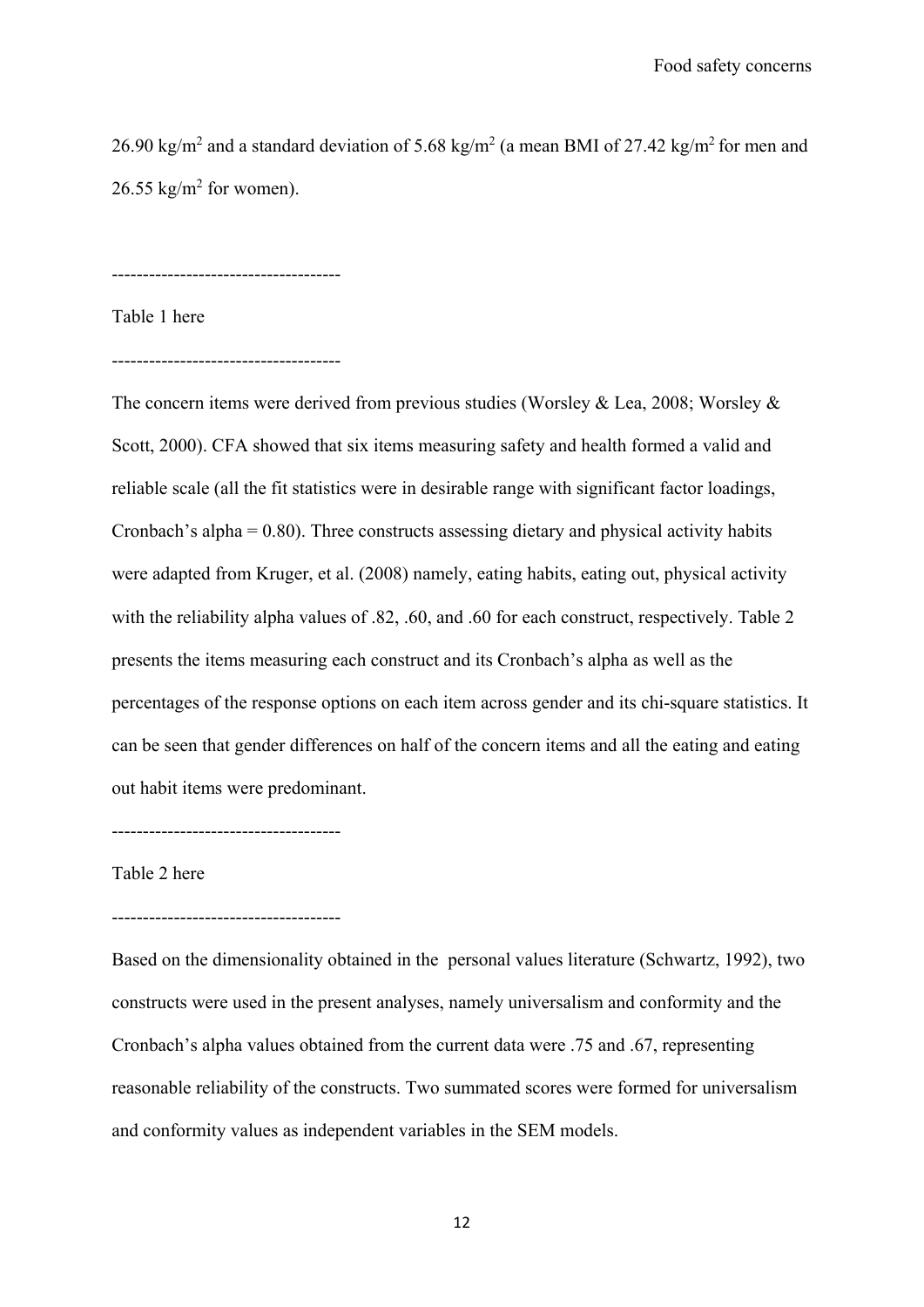26.90 kg/m$^2$ and a standard deviation of 5.68 kg/m$^2$ (a mean BMI of 27.42 kg/m$^2$ for men and 26.55 kg/m$^2$ for women).

-------------------------------------

Table 1 here

-------------------------------------

The concern items were derived from previous studies (Worsley & Lea, 2008; Worsley & Scott, 2000). CFA showed that six items measuring safety and health formed a valid and reliable scale (all the fit statistics were in desirable range with significant factor loadings, Cronbach's alpha = 0.80). Three constructs assessing dietary and physical activity habits were adapted from Kruger, et al. (2008) namely, eating habits, eating out, physical activity with the reliability alpha values of .82, .60, and .60 for each construct, respectively. Table 2 presents the items measuring each construct and its Cronbach's alpha as well as the percentages of the response options on each item across gender and its chi-square statistics. It can be seen that gender differences on half of the concern items and all the eating and eating out habit items were predominant.

-------------------------------------

Table 2 here

-------------------------------------

Based on the dimensionality obtained in the personal values literature (Schwartz, 1992), two constructs were used in the present analyses, namely universalism and conformity and the Cronbach's alpha values obtained from the current data were .75 and .67, representing reasonable reliability of the constructs. Two summated scores were formed for universalism and conformity values as independent variables in the SEM models.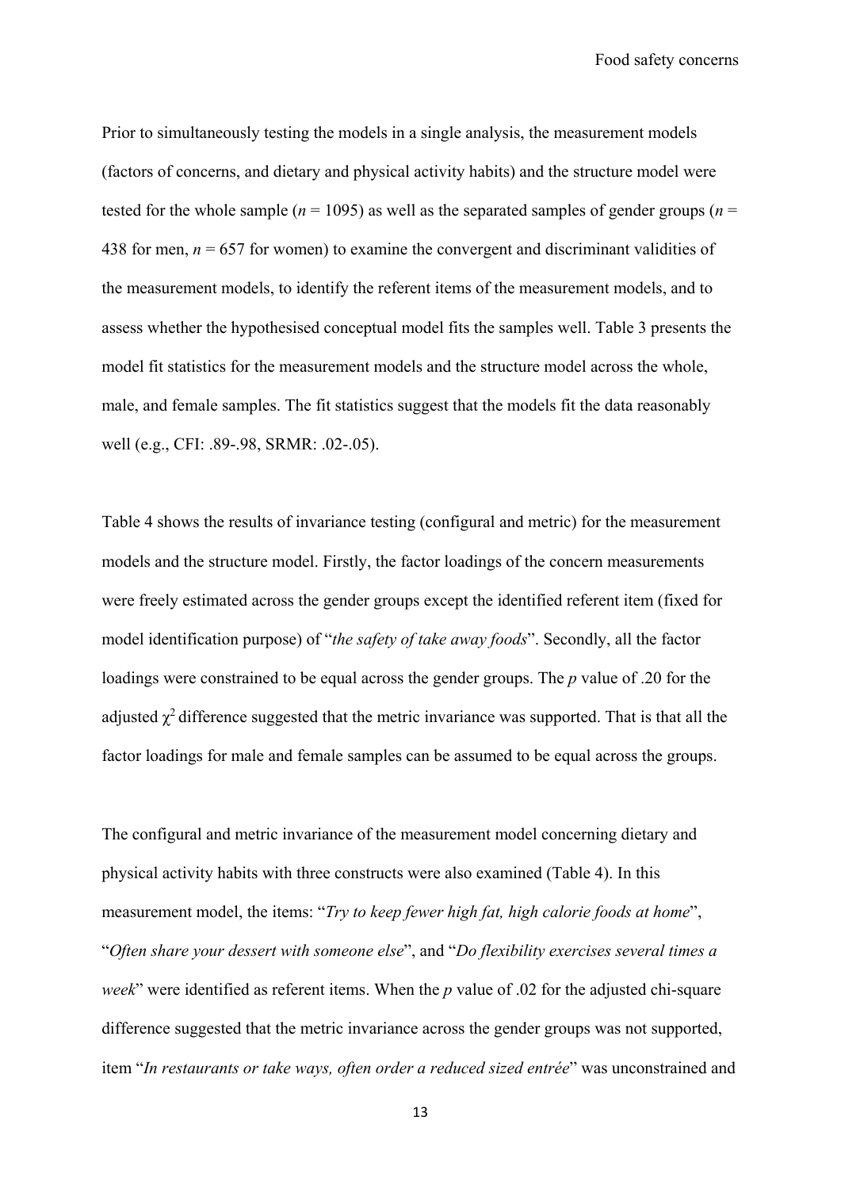Prior to simultaneously testing the models in a single analysis, the measurement models (factors of concerns, and dietary and physical activity habits) and the structure model were tested for the whole sample ($n$ = 1095) as well as the separated samples of gender groups ($n$ = 438 for men, $n$ = 657 for women) to examine the convergent and discriminant validities of the measurement models, to identify the referent items of the measurement models, and to assess whether the hypothesised conceptual model fits the samples well. Table 3 presents the model fit statistics for the measurement models and the structure model across the whole, male, and female samples. The fit statistics suggest that the models fit the data reasonably well (e.g., CFI: .89-.98, SRMR: .02-.05).

Table 4 shows the results of invariance testing (configural and metric) for the measurement models and the structure model. Firstly, the factor loadings of the concern measurements were freely estimated across the gender groups except the identified referent item (fixed for model identification purpose) of "*the safety of take away foods*". Secondly, all the factor loadings were constrained to be equal across the gender groups. The $p$ value of .20 for the adjusted $\chi^2$ difference suggested that the metric invariance was supported. That is that all the factor loadings for male and female samples can be assumed to be equal across the groups.

The configural and metric invariance of the measurement model concerning dietary and physical activity habits with three constructs were also examined (Table 4). In this measurement model, the items: "*Try to keep fewer high fat, high calorie foods at home*", "*Often share your dessert with someone else*", and "*Do flexibility exercises several times a week*" were identified as referent items. When the $p$ value of .02 for the adjusted chi-square difference suggested that the metric invariance across the gender groups was not supported, item "*In restaurants or take ways, often order a reduced sized entrée*" was unconstrained and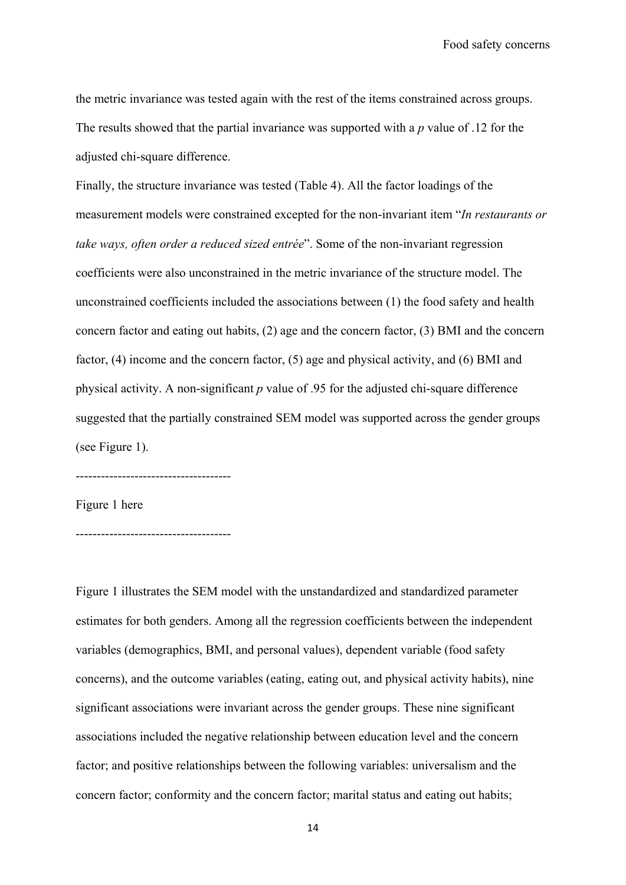the metric invariance was tested again with the rest of the items constrained across groups. The results showed that the partial invariance was supported with a *p* value of .12 for the adjusted chi-square difference.

Finally, the structure invariance was tested (Table 4). All the factor loadings of the measurement models were constrained excepted for the non-invariant item "*In restaurants or take ways, often order a reduced sized entrée*". Some of the non-invariant regression coefficients were also unconstrained in the metric invariance of the structure model. The unconstrained coefficients included the associations between (1) the food safety and health concern factor and eating out habits, (2) age and the concern factor, (3) BMI and the concern factor, (4) income and the concern factor, (5) age and physical activity, and (6) BMI and physical activity. A non-significant *p* value of .95 for the adjusted chi-square difference suggested that the partially constrained SEM model was supported across the gender groups (see Figure 1).

-------------------------------------

Figure 1 here

-------------------------------------

Figure 1 illustrates the SEM model with the unstandardized and standardized parameter estimates for both genders. Among all the regression coefficients between the independent variables (demographics, BMI, and personal values), dependent variable (food safety concerns), and the outcome variables (eating, eating out, and physical activity habits), nine significant associations were invariant across the gender groups. These nine significant associations included the negative relationship between education level and the concern factor; and positive relationships between the following variables: universalism and the concern factor; conformity and the concern factor; marital status and eating out habits;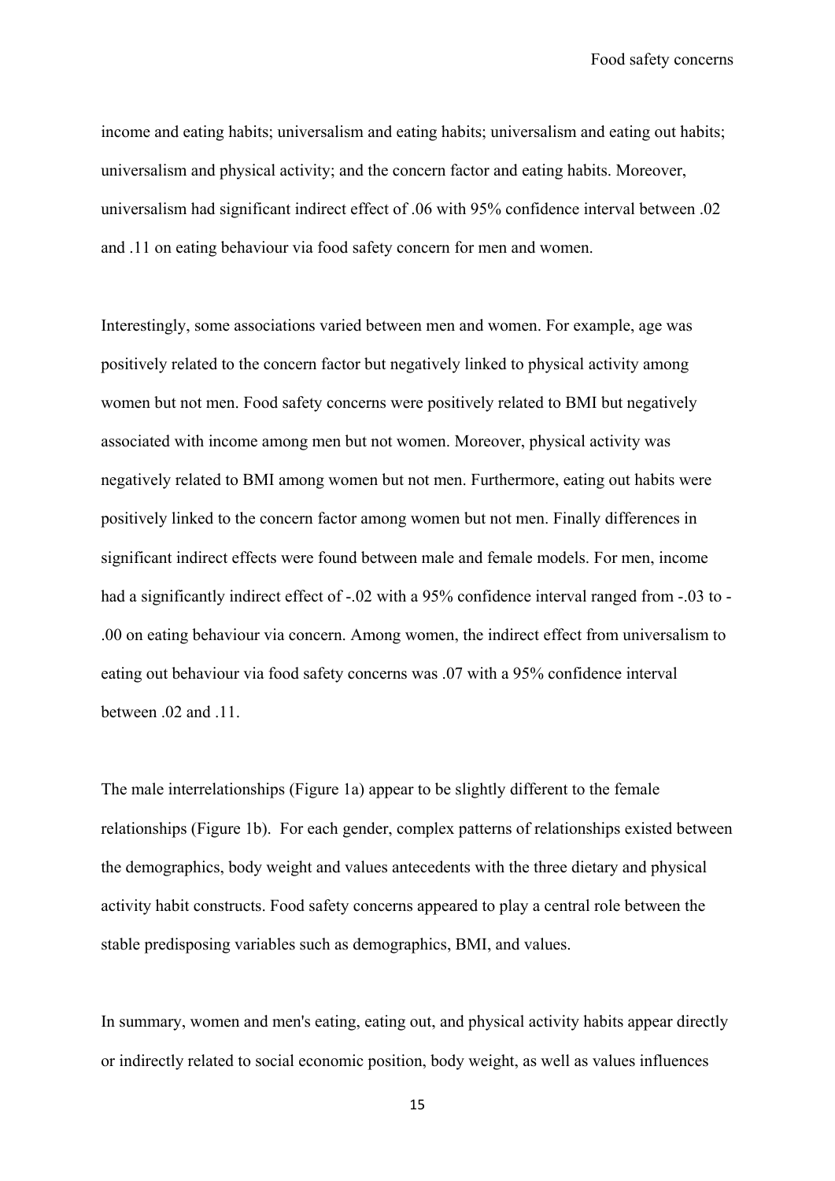income and eating habits; universalism and eating habits; universalism and eating out habits; universalism and physical activity; and the concern factor and eating habits. Moreover, universalism had significant indirect effect of .06 with 95% confidence interval between .02 and .11 on eating behaviour via food safety concern for men and women.

Interestingly, some associations varied between men and women. For example, age was positively related to the concern factor but negatively linked to physical activity among women but not men. Food safety concerns were positively related to BMI but negatively associated with income among men but not women. Moreover, physical activity was negatively related to BMI among women but not men. Furthermore, eating out habits were positively linked to the concern factor among women but not men. Finally differences in significant indirect effects were found between male and female models. For men, income had a significantly indirect effect of -.02 with a 95% confidence interval ranged from -.03 to -.00 on eating behaviour via concern. Among women, the indirect effect from universalism to eating out behaviour via food safety concerns was .07 with a 95% confidence interval between .02 and .11.

The male interrelationships (Figure 1a) appear to be slightly different to the female relationships (Figure 1b). For each gender, complex patterns of relationships existed between the demographics, body weight and values antecedents with the three dietary and physical activity habit constructs. Food safety concerns appeared to play a central role between the stable predisposing variables such as demographics, BMI, and values.

In summary, women and men's eating, eating out, and physical activity habits appear directly or indirectly related to social economic position, body weight, as well as values influences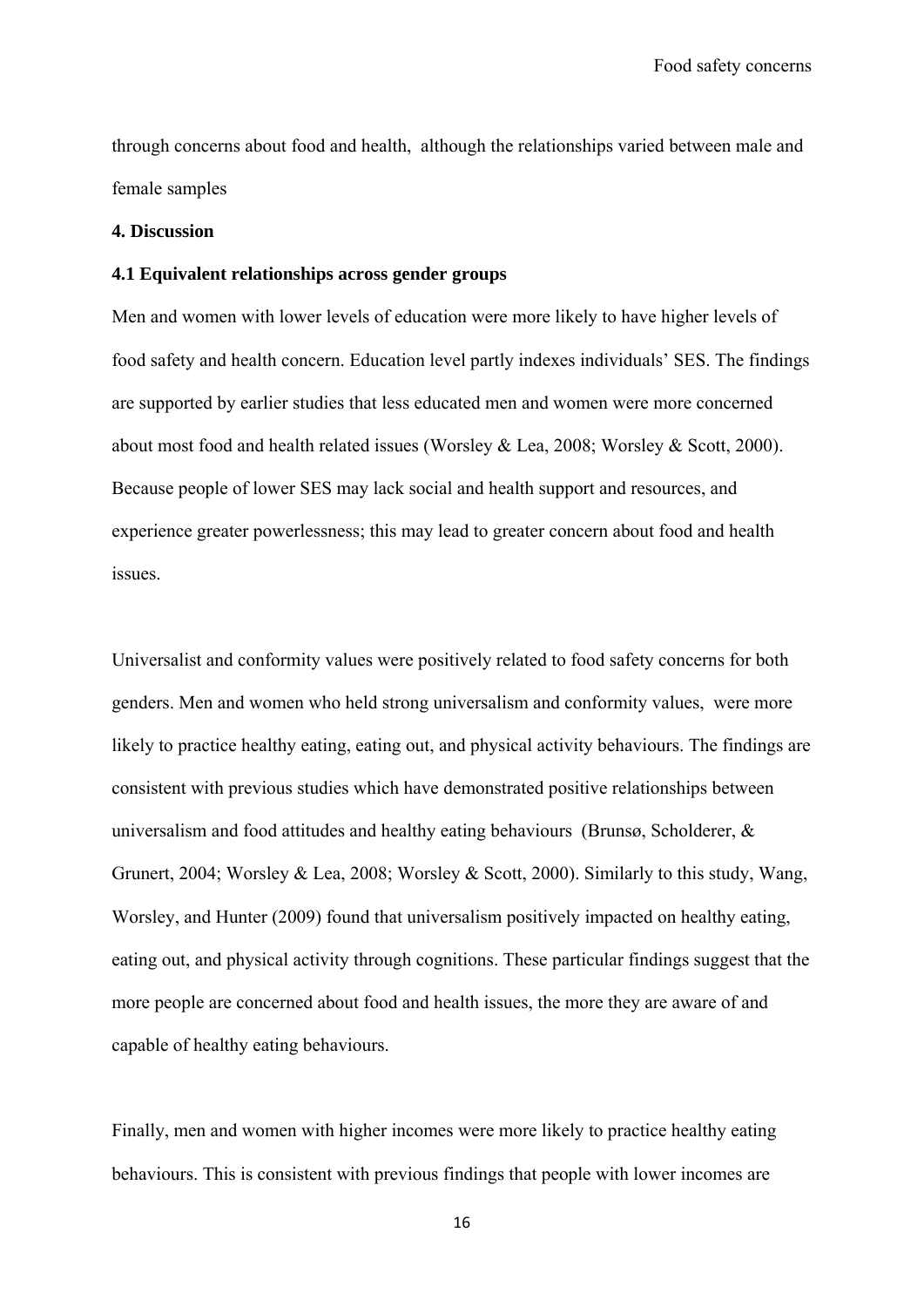through concerns about food and health, although the relationships varied between male and female samples

## 4. Discussion

### 4.1 Equivalent relationships across gender groups

Men and women with lower levels of education were more likely to have higher levels of food safety and health concern. Education level partly indexes individuals' SES. The findings are supported by earlier studies that less educated men and women were more concerned about most food and health related issues (Worsley & Lea, 2008; Worsley & Scott, 2000). Because people of lower SES may lack social and health support and resources, and experience greater powerlessness; this may lead to greater concern about food and health issues.

Universalist and conformity values were positively related to food safety concerns for both genders. Men and women who held strong universalism and conformity values, were more likely to practice healthy eating, eating out, and physical activity behaviours. The findings are consistent with previous studies which have demonstrated positive relationships between universalism and food attitudes and healthy eating behaviours (Brunsø, Scholderer, & Grunert, 2004; Worsley & Lea, 2008; Worsley & Scott, 2000). Similarly to this study, Wang, Worsley, and Hunter (2009) found that universalism positively impacted on healthy eating, eating out, and physical activity through cognitions. These particular findings suggest that the more people are concerned about food and health issues, the more they are aware of and capable of healthy eating behaviours.

Finally, men and women with higher incomes were more likely to practice healthy eating behaviours. This is consistent with previous findings that people with lower incomes are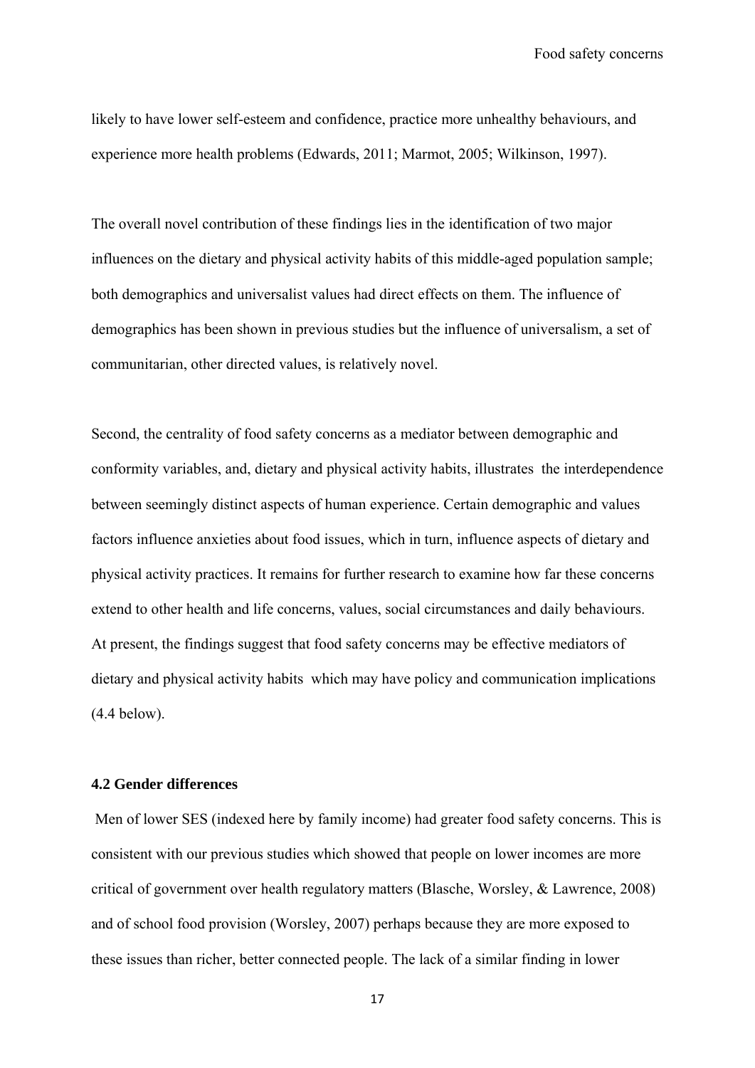likely to have lower self-esteem and confidence, practice more unhealthy behaviours, and experience more health problems (Edwards, 2011; Marmot, 2005; Wilkinson, 1997).

The overall novel contribution of these findings lies in the identification of two major influences on the dietary and physical activity habits of this middle-aged population sample; both demographics and universalist values had direct effects on them. The influence of demographics has been shown in previous studies but the influence of universalism, a set of communitarian, other directed values, is relatively novel.

Second, the centrality of food safety concerns as a mediator between demographic and conformity variables, and, dietary and physical activity habits, illustrates the interdependence between seemingly distinct aspects of human experience. Certain demographic and values factors influence anxieties about food issues, which in turn, influence aspects of dietary and physical activity practices. It remains for further research to examine how far these concerns extend to other health and life concerns, values, social circumstances and daily behaviours. At present, the findings suggest that food safety concerns may be effective mediators of dietary and physical activity habits which may have policy and communication implications (4.4 below).

### 4.2 Gender differences

Men of lower SES (indexed here by family income) had greater food safety concerns. This is consistent with our previous studies which showed that people on lower incomes are more critical of government over health regulatory matters (Blasche, Worsley, & Lawrence, 2008) and of school food provision (Worsley, 2007) perhaps because they are more exposed to these issues than richer, better connected people. The lack of a similar finding in lower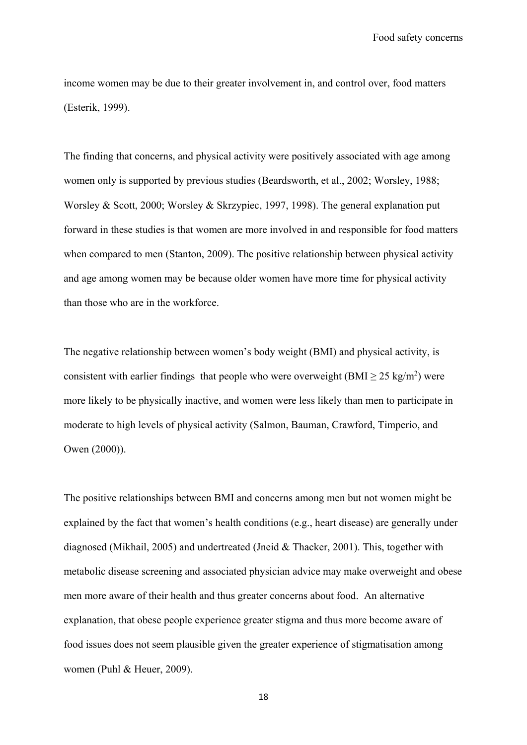income women may be due to their greater involvement in, and control over, food matters (Esterik, 1999).

The finding that concerns, and physical activity were positively associated with age among women only is supported by previous studies (Beardsworth, et al., 2002; Worsley, 1988; Worsley & Scott, 2000; Worsley & Skrzypiec, 1997, 1998). The general explanation put forward in these studies is that women are more involved in and responsible for food matters when compared to men (Stanton, 2009). The positive relationship between physical activity and age among women may be because older women have more time for physical activity than those who are in the workforce.

The negative relationship between women's body weight (BMI) and physical activity, is consistent with earlier findings that people who were overweight (BMI $\geq 25$ kg/m$^2$) were more likely to be physically inactive, and women were less likely than men to participate in moderate to high levels of physical activity (Salmon, Bauman, Crawford, Timperio, and Owen (2000)).

The positive relationships between BMI and concerns among men but not women might be explained by the fact that women's health conditions (e.g., heart disease) are generally under diagnosed (Mikhail, 2005) and undertreated (Jneid & Thacker, 2001). This, together with metabolic disease screening and associated physician advice may make overweight and obese men more aware of their health and thus greater concerns about food. An alternative explanation, that obese people experience greater stigma and thus more become aware of food issues does not seem plausible given the greater experience of stigmatisation among women (Puhl & Heuer, 2009).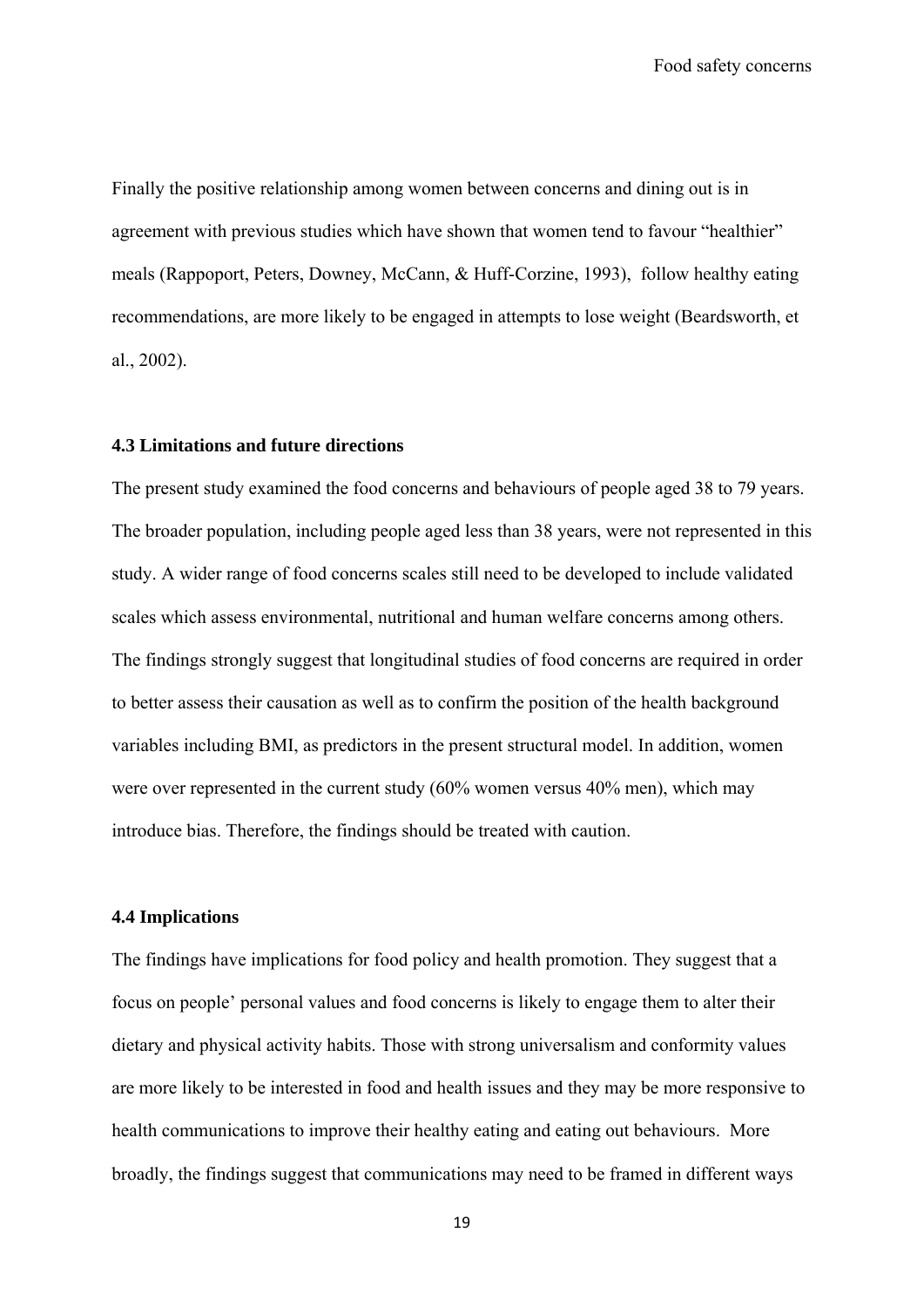Finally the positive relationship among women between concerns and dining out is in agreement with previous studies which have shown that women tend to favour “healthier” meals (Rappoport, Peters, Downey, McCann, & Huff-Corzine, 1993), follow healthy eating recommendations, are more likely to be engaged in attempts to lose weight (Beardsworth, et al., 2002).

### 4.3 Limitations and future directions

The present study examined the food concerns and behaviours of people aged 38 to 79 years. The broader population, including people aged less than 38 years, were not represented in this study. A wider range of food concerns scales still need to be developed to include validated scales which assess environmental, nutritional and human welfare concerns among others. The findings strongly suggest that longitudinal studies of food concerns are required in order to better assess their causation as well as to confirm the position of the health background variables including BMI, as predictors in the present structural model. In addition, women were over represented in the current study (60% women versus 40% men), which may introduce bias. Therefore, the findings should be treated with caution.

### 4.4 Implications

The findings have implications for food policy and health promotion. They suggest that a focus on people’ personal values and food concerns is likely to engage them to alter their dietary and physical activity habits. Those with strong universalism and conformity values are more likely to be interested in food and health issues and they may be more responsive to health communications to improve their healthy eating and eating out behaviours. More broadly, the findings suggest that communications may need to be framed in different ways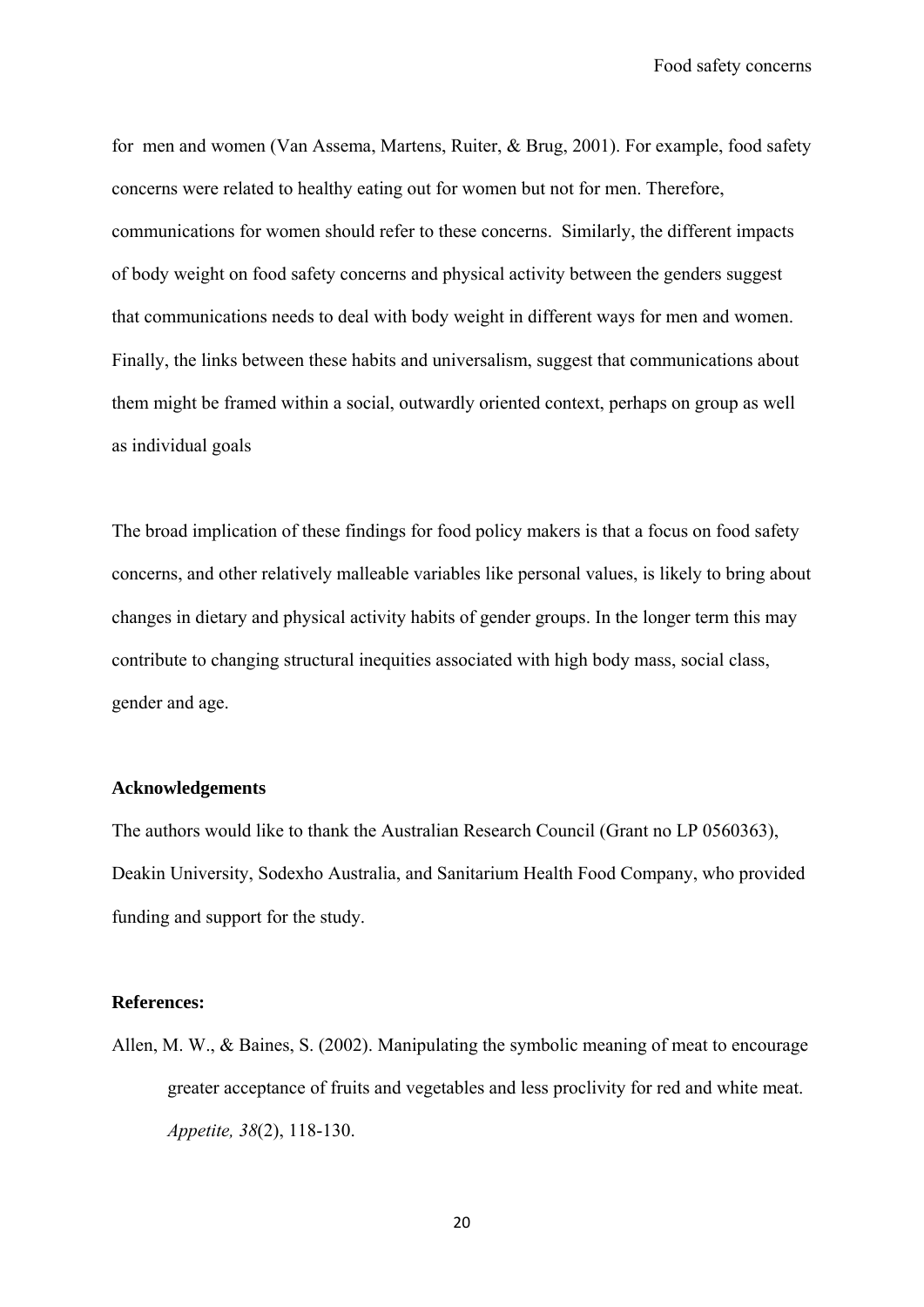for men and women (Van Assema, Martens, Ruiter, & Brug, 2001). For example, food safety concerns were related to healthy eating out for women but not for men. Therefore, communications for women should refer to these concerns. Similarly, the different impacts of body weight on food safety concerns and physical activity between the genders suggest that communications needs to deal with body weight in different ways for men and women. Finally, the links between these habits and universalism, suggest that communications about them might be framed within a social, outwardly oriented context, perhaps on group as well as individual goals

The broad implication of these findings for food policy makers is that a focus on food safety concerns, and other relatively malleable variables like personal values, is likely to bring about changes in dietary and physical activity habits of gender groups. In the longer term this may contribute to changing structural inequities associated with high body mass, social class, gender and age.

**Acknowledgements**

The authors would like to thank the Australian Research Council (Grant no LP 0560363), Deakin University, Sodexho Australia, and Sanitarium Health Food Company, who provided funding and support for the study.

**References:**

Allen, M. W., & Baines, S. (2002). Manipulating the symbolic meaning of meat to encourage greater acceptance of fruits and vegetables and less proclivity for red and white meat. *Appetite, 38*(2), 118-130.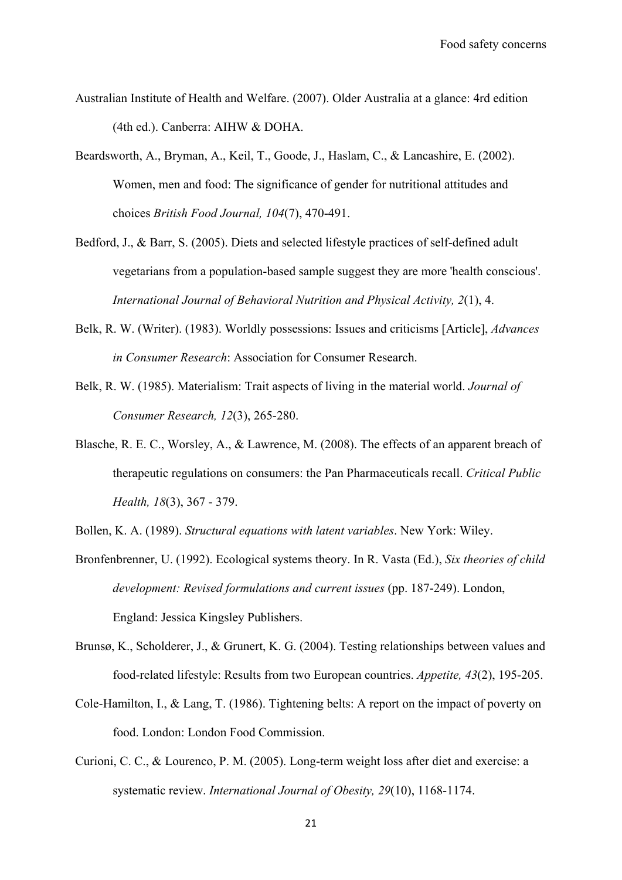Australian Institute of Health and Welfare. (2007). Older Australia at a glance: 4rd edition (4th ed.). Canberra: AIHW & DOHA.

Beardsworth, A., Bryman, A., Keil, T., Goode, J., Haslam, C., & Lancashire, E. (2002). Women, men and food: The significance of gender for nutritional attitudes and choices *British Food Journal, 104*(7), 470-491.

Bedford, J., & Barr, S. (2005). Diets and selected lifestyle practices of self-defined adult vegetarians from a population-based sample suggest they are more 'health conscious'. *International Journal of Behavioral Nutrition and Physical Activity, 2*(1), 4.

Belk, R. W. (Writer). (1983). Worldly possessions: Issues and criticisms [Article], *Advances in Consumer Research*: Association for Consumer Research.

Belk, R. W. (1985). Materialism: Trait aspects of living in the material world. *Journal of Consumer Research, 12*(3), 265-280.

Blasche, R. E. C., Worsley, A., & Lawrence, M. (2008). The effects of an apparent breach of therapeutic regulations on consumers: the Pan Pharmaceuticals recall. *Critical Public Health, 18*(3), 367 - 379.

Bollen, K. A. (1989). *Structural equations with latent variables*. New York: Wiley.

Bronfenbrenner, U. (1992). Ecological systems theory. In R. Vasta (Ed.), *Six theories of child development: Revised formulations and current issues* (pp. 187-249). London, England: Jessica Kingsley Publishers.

Brunsø, K., Scholderer, J., & Grunert, K. G. (2004). Testing relationships between values and food-related lifestyle: Results from two European countries. *Appetite, 43*(2), 195-205.

Cole-Hamilton, I., & Lang, T. (1986). Tightening belts: A report on the impact of poverty on food. London: London Food Commission.

Curioni, C. C., & Lourenco, P. M. (2005). Long-term weight loss after diet and exercise: a systematic review. *International Journal of Obesity, 29*(10), 1168-1174.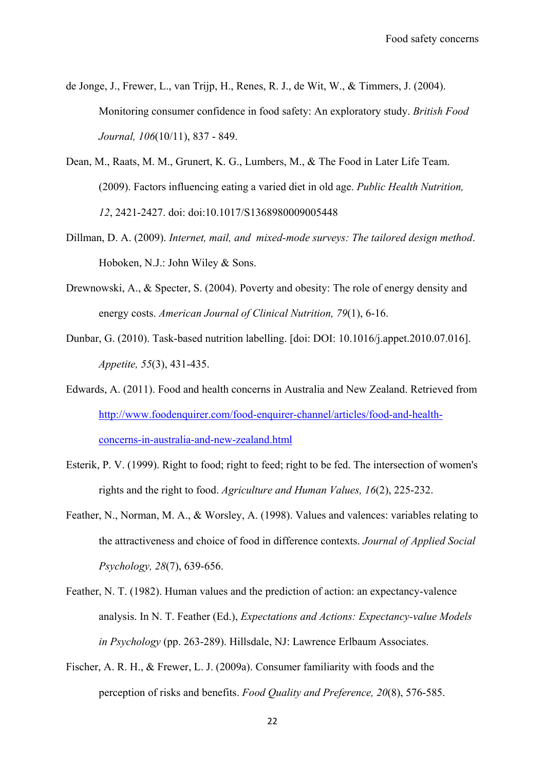de Jonge, J., Frewer, L., van Trijp, H., Renes, R. J., de Wit, W., & Timmers, J. (2004). Monitoring consumer confidence in food safety: An exploratory study. *British Food Journal, 106*(10/11), 837 - 849.

Dean, M., Raats, M. M., Grunert, K. G., Lumbers, M., & The Food in Later Life Team. (2009). Factors influencing eating a varied diet in old age. *Public Health Nutrition, 12*, 2421-2427. doi: doi:10.1017/S1368980009005448

Dillman, D. A. (2009). *Internet, mail, and mixed-mode surveys: The tailored design method*. Hoboken, N.J.: John Wiley & Sons.

Drewnowski, A., & Specter, S. (2004). Poverty and obesity: The role of energy density and energy costs. *American Journal of Clinical Nutrition, 79*(1), 6-16.

Dunbar, G. (2010). Task-based nutrition labelling. [doi: DOI: 10.1016/j.appet.2010.07.016]. *Appetite, 55*(3), 431-435.

Edwards, A. (2011). Food and health concerns in Australia and New Zealand. Retrieved from http://www.foodenquirer.com/food-enquirer-channel/articles/food-and-health-concerns-in-australia-and-new-zealand.html

Esterik, P. V. (1999). Right to food; right to feed; right to be fed. The intersection of women's rights and the right to food. *Agriculture and Human Values, 16*(2), 225-232.

Feather, N., Norman, M. A., & Worsley, A. (1998). Values and valences: variables relating to the attractiveness and choice of food in difference contexts. *Journal of Applied Social Psychology, 28*(7), 639-656.

Feather, N. T. (1982). Human values and the prediction of action: an expectancy-valence analysis. In N. T. Feather (Ed.), *Expectations and Actions: Expectancy-value Models in Psychology* (pp. 263-289). Hillsdale, NJ: Lawrence Erlbaum Associates.

Fischer, A. R. H., & Frewer, L. J. (2009a). Consumer familiarity with foods and the perception of risks and benefits. *Food Quality and Preference, 20*(8), 576-585.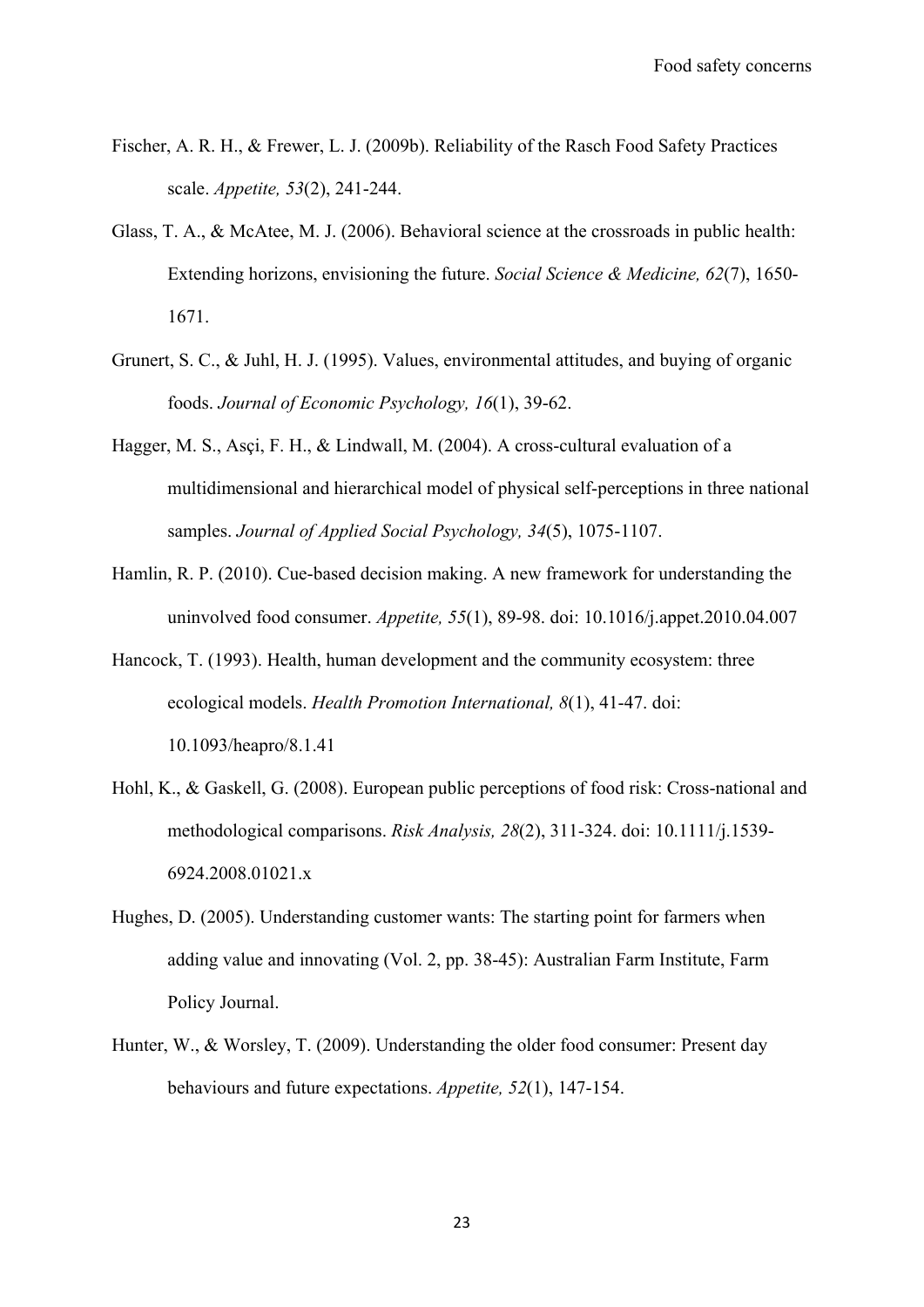Fischer, A. R. H., & Frewer, L. J. (2009b). Reliability of the Rasch Food Safety Practices scale. *Appetite, 53*(2), 241-244.

Glass, T. A., & McAtee, M. J. (2006). Behavioral science at the crossroads in public health: Extending horizons, envisioning the future. *Social Science & Medicine, 62*(7), 1650-1671.

Grunert, S. C., & Juhl, H. J. (1995). Values, environmental attitudes, and buying of organic foods. *Journal of Economic Psychology, 16*(1), 39-62.

Hagger, M. S., Asçi, F. H., & Lindwall, M. (2004). A cross-cultural evaluation of a multidimensional and hierarchical model of physical self-perceptions in three national samples. *Journal of Applied Social Psychology, 34*(5), 1075-1107.

Hamlin, R. P. (2010). Cue-based decision making. A new framework for understanding the uninvolved food consumer. *Appetite, 55*(1), 89-98. doi: 10.1016/j.appet.2010.04.007

Hancock, T. (1993). Health, human development and the community ecosystem: three ecological models. *Health Promotion International, 8*(1), 41-47. doi: 10.1093/heapro/8.1.41

Hohl, K., & Gaskell, G. (2008). European public perceptions of food risk: Cross-national and methodological comparisons. *Risk Analysis, 28*(2), 311-324. doi: 10.1111/j.1539-6924.2008.01021.x

Hughes, D. (2005). Understanding customer wants: The starting point for farmers when adding value and innovating (Vol. 2, pp. 38-45): Australian Farm Institute, Farm Policy Journal.

Hunter, W., & Worsley, T. (2009). Understanding the older food consumer: Present day behaviours and future expectations. *Appetite, 52*(1), 147-154.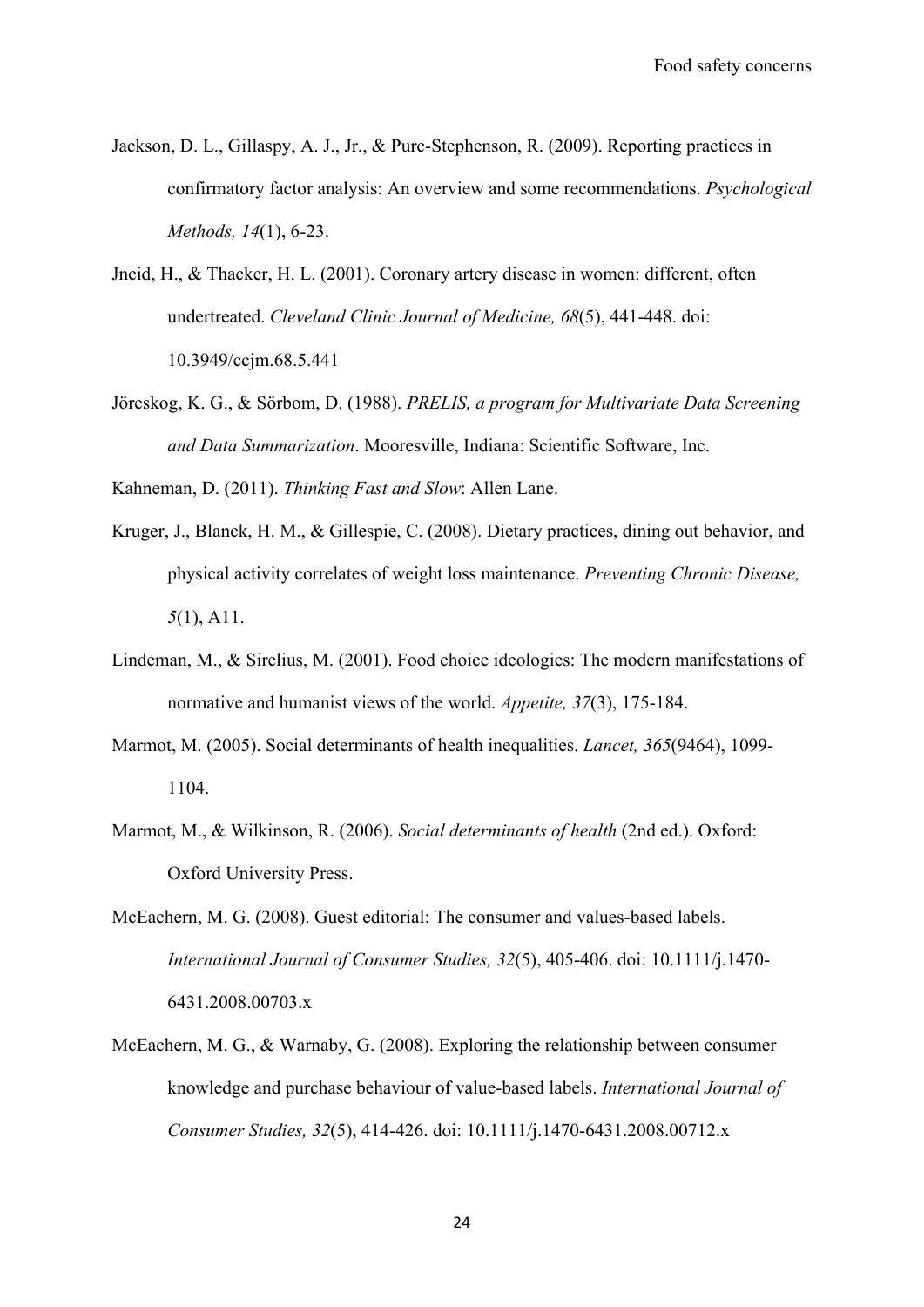Jackson, D. L., Gillaspy, A. J., Jr., & Purc-Stephenson, R. (2009). Reporting practices in confirmatory factor analysis: An overview and some recommendations. *Psychological Methods, 14*(1), 6-23.

Jneid, H., & Thacker, H. L. (2001). Coronary artery disease in women: different, often undertreated. *Cleveland Clinic Journal of Medicine, 68*(5), 441-448. doi: 10.3949/ccjm.68.5.441

Jöreskog, K. G., & Sörbom, D. (1988). *PRELIS, a program for Multivariate Data Screening and Data Summarization*. Mooresville, Indiana: Scientific Software, Inc.

Kahneman, D. (2011). *Thinking Fast and Slow*: Allen Lane.

Kruger, J., Blanck, H. M., & Gillespie, C. (2008). Dietary practices, dining out behavior, and physical activity correlates of weight loss maintenance. *Preventing Chronic Disease, 5*(1), A11.

Lindeman, M., & Sirelius, M. (2001). Food choice ideologies: The modern manifestations of normative and humanist views of the world. *Appetite, 37*(3), 175-184.

Marmot, M. (2005). Social determinants of health inequalities. *Lancet, 365*(9464), 1099-1104.

Marmot, M., & Wilkinson, R. (2006). *Social determinants of health* (2nd ed.). Oxford: Oxford University Press.

McEachern, M. G. (2008). Guest editorial: The consumer and values-based labels. *International Journal of Consumer Studies, 32*(5), 405-406. doi: 10.1111/j.1470-6431.2008.00703.x

McEachern, M. G., & Warnaby, G. (2008). Exploring the relationship between consumer knowledge and purchase behaviour of value-based labels. *International Journal of Consumer Studies, 32*(5), 414-426. doi: 10.1111/j.1470-6431.2008.00712.x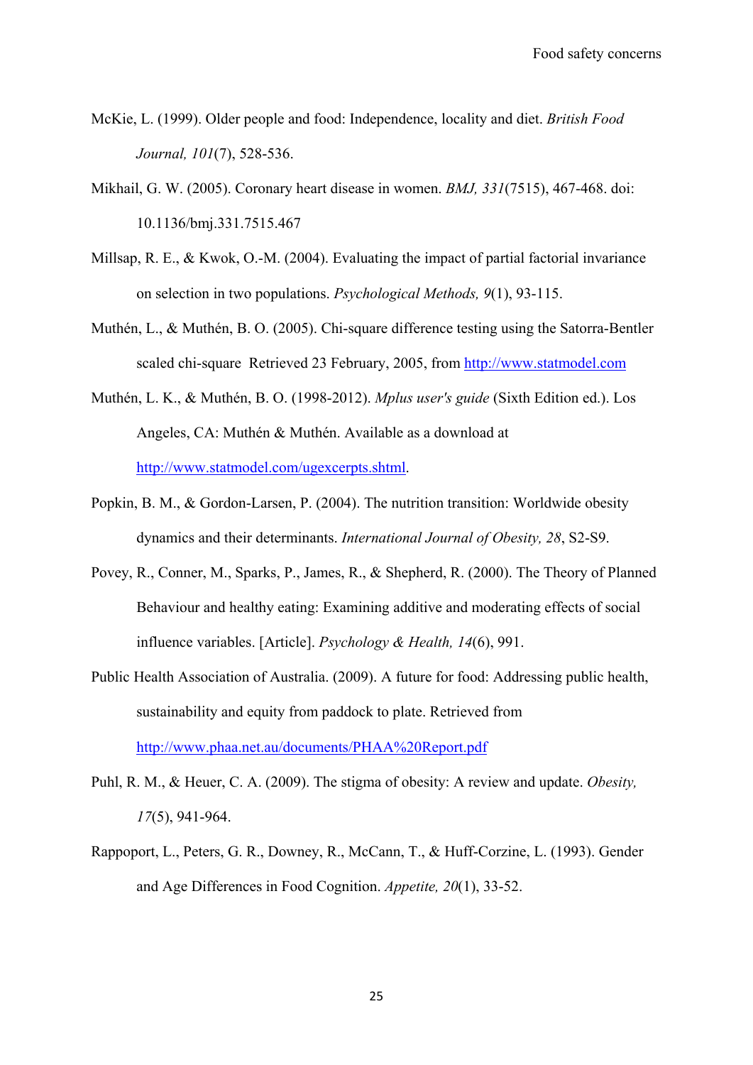McKie, L. (1999). Older people and food: Independence, locality and diet. *British Food Journal, 101*(7), 528-536.

Mikhail, G. W. (2005). Coronary heart disease in women. *BMJ, 331*(7515), 467-468. doi: 10.1136/bmj.331.7515.467

Millsap, R. E., & Kwok, O.-M. (2004). Evaluating the impact of partial factorial invariance on selection in two populations. *Psychological Methods, 9*(1), 93-115.

Muthén, L., & Muthén, B. O. (2005). Chi-square difference testing using the Satorra-Bentler scaled chi-square Retrieved 23 February, 2005, from http://www.statmodel.com

Muthén, L. K., & Muthén, B. O. (1998-2012). *Mplus user's guide* (Sixth Edition ed.). Los Angeles, CA: Muthén & Muthén. Available as a download at http://www.statmodel.com/ugexcerpts.shtml.

Popkin, B. M., & Gordon-Larsen, P. (2004). The nutrition transition: Worldwide obesity dynamics and their determinants. *International Journal of Obesity, 28*, S2-S9.

Povey, R., Conner, M., Sparks, P., James, R., & Shepherd, R. (2000). The Theory of Planned Behaviour and healthy eating: Examining additive and moderating effects of social influence variables. [Article]. *Psychology & Health, 14*(6), 991.

Public Health Association of Australia. (2009). A future for food: Addressing public health, sustainability and equity from paddock to plate. Retrieved from http://www.phaa.net.au/documents/PHAA%20Report.pdf

Puhl, R. M., & Heuer, C. A. (2009). The stigma of obesity: A review and update. *Obesity, 17*(5), 941-964.

Rappoport, L., Peters, G. R., Downey, R., McCann, T., & Huff-Corzine, L. (1993). Gender and Age Differences in Food Cognition. *Appetite, 20*(1), 33-52.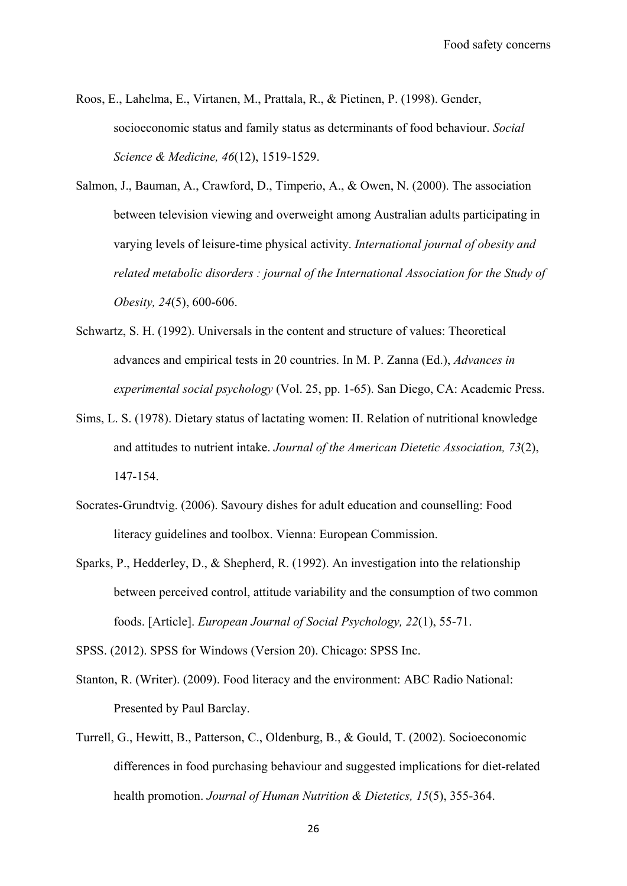Roos, E., Lahelma, E., Virtanen, M., Prattala, R., & Pietinen, P. (1998). Gender, socioeconomic status and family status as determinants of food behaviour. *Social Science & Medicine, 46*(12), 1519-1529.

Salmon, J., Bauman, A., Crawford, D., Timperio, A., & Owen, N. (2000). The association between television viewing and overweight among Australian adults participating in varying levels of leisure-time physical activity. *International journal of obesity and related metabolic disorders : journal of the International Association for the Study of Obesity, 24*(5), 600-606.

Schwartz, S. H. (1992). Universals in the content and structure of values: Theoretical advances and empirical tests in 20 countries. In M. P. Zanna (Ed.), *Advances in experimental social psychology* (Vol. 25, pp. 1-65). San Diego, CA: Academic Press.

Sims, L. S. (1978). Dietary status of lactating women: II. Relation of nutritional knowledge and attitudes to nutrient intake. *Journal of the American Dietetic Association, 73*(2), 147-154.

Socrates-Grundtvig. (2006). Savoury dishes for adult education and counselling: Food literacy guidelines and toolbox. Vienna: European Commission.

Sparks, P., Hedderley, D., & Shepherd, R. (1992). An investigation into the relationship between perceived control, attitude variability and the consumption of two common foods. [Article]. *European Journal of Social Psychology, 22*(1), 55-71.

SPSS. (2012). SPSS for Windows (Version 20). Chicago: SPSS Inc.

Stanton, R. (Writer). (2009). Food literacy and the environment: ABC Radio National: Presented by Paul Barclay.

Turrell, G., Hewitt, B., Patterson, C., Oldenburg, B., & Gould, T. (2002). Socioeconomic differences in food purchasing behaviour and suggested implications for diet-related health promotion. *Journal of Human Nutrition & Dietetics, 15*(5), 355-364.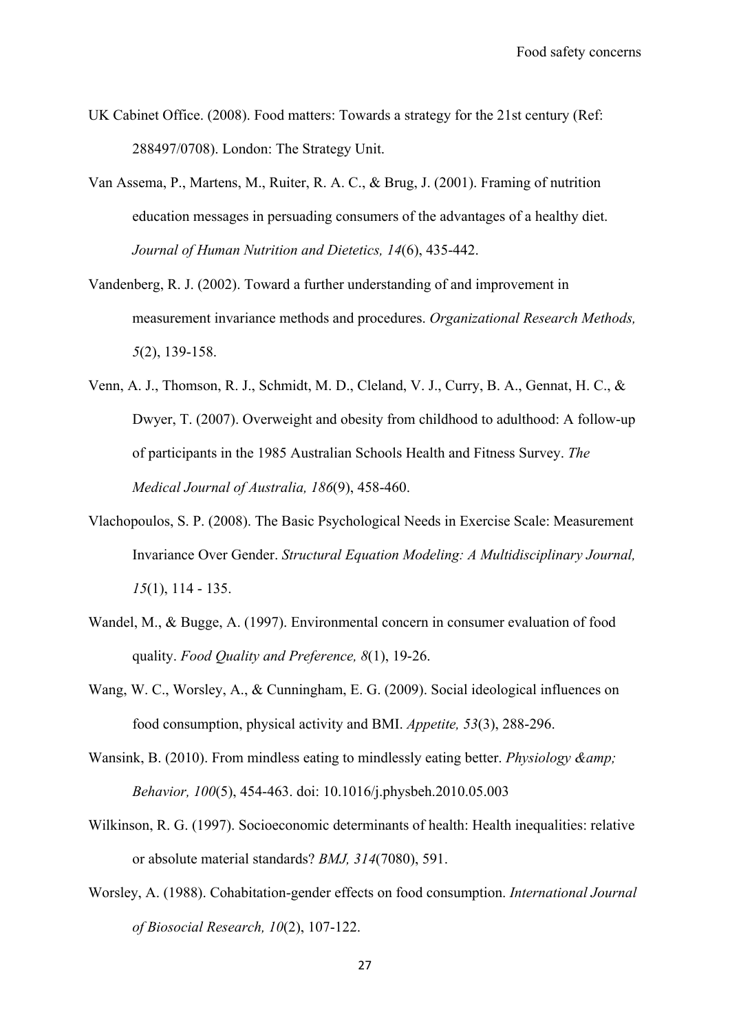UK Cabinet Office. (2008). Food matters: Towards a strategy for the 21st century (Ref: 288497/0708). London: The Strategy Unit.

Van Assema, P., Martens, M., Ruiter, R. A. C., & Brug, J. (2001). Framing of nutrition education messages in persuading consumers of the advantages of a healthy diet. *Journal of Human Nutrition and Dietetics, 14*(6), 435-442.

Vandenberg, R. J. (2002). Toward a further understanding of and improvement in measurement invariance methods and procedures. *Organizational Research Methods, 5*(2), 139-158.

Venn, A. J., Thomson, R. J., Schmidt, M. D., Cleland, V. J., Curry, B. A., Gennat, H. C., & Dwyer, T. (2007). Overweight and obesity from childhood to adulthood: A follow-up of participants in the 1985 Australian Schools Health and Fitness Survey. *The Medical Journal of Australia, 186*(9), 458-460.

Vlachopoulos, S. P. (2008). The Basic Psychological Needs in Exercise Scale: Measurement Invariance Over Gender. *Structural Equation Modeling: A Multidisciplinary Journal, 15*(1), 114 - 135.

Wandel, M., & Bugge, A. (1997). Environmental concern in consumer evaluation of food quality. *Food Quality and Preference, 8*(1), 19-26.

Wang, W. C., Worsley, A., & Cunningham, E. G. (2009). Social ideological influences on food consumption, physical activity and BMI. *Appetite, 53*(3), 288-296.

Wansink, B. (2010). From mindless eating to mindlessly eating better. *Physiology &amp; Behavior, 100*(5), 454-463. doi: 10.1016/j.physbeh.2010.05.003

Wilkinson, R. G. (1997). Socioeconomic determinants of health: Health inequalities: relative or absolute material standards? *BMJ, 314*(7080), 591.

Worsley, A. (1988). Cohabitation-gender effects on food consumption. *International Journal of Biosocial Research, 10*(2), 107-122.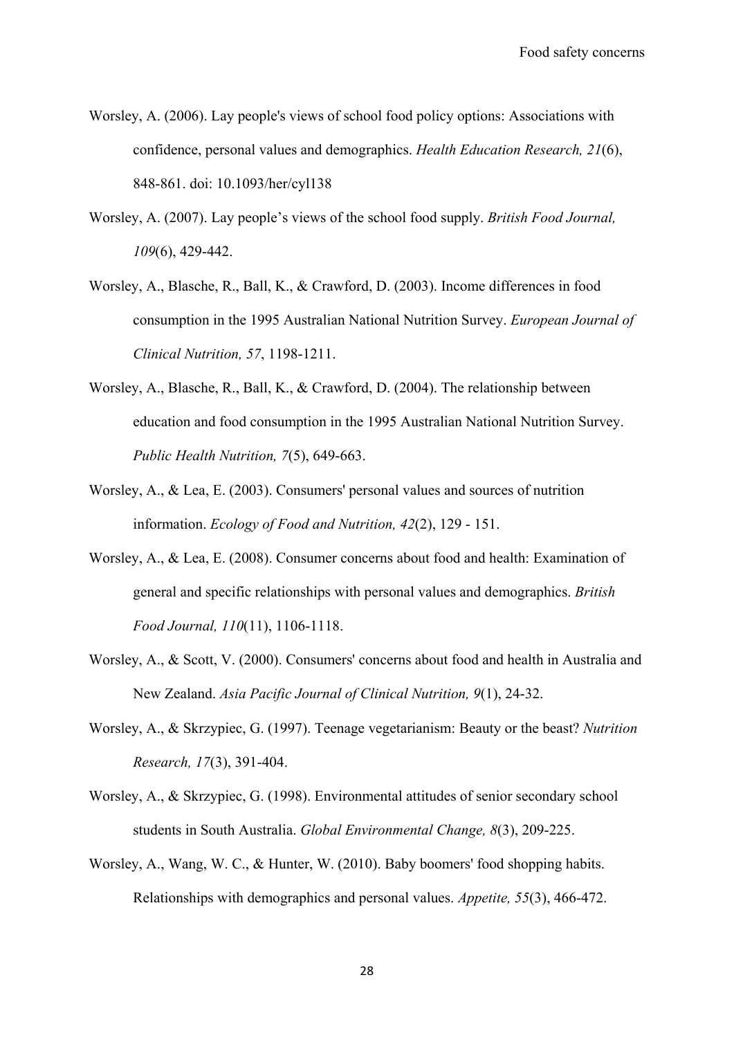Worsley, A. (2006). Lay people's views of school food policy options: Associations with confidence, personal values and demographics. *Health Education Research, 21*(6), 848-861. doi: 10.1093/her/cyl138

Worsley, A. (2007). Lay people's views of the school food supply. *British Food Journal, 109*(6), 429-442.

Worsley, A., Blasche, R., Ball, K., & Crawford, D. (2003). Income differences in food consumption in the 1995 Australian National Nutrition Survey. *European Journal of Clinical Nutrition, 57*, 1198-1211.

Worsley, A., Blasche, R., Ball, K., & Crawford, D. (2004). The relationship between education and food consumption in the 1995 Australian National Nutrition Survey. *Public Health Nutrition, 7*(5), 649-663.

Worsley, A., & Lea, E. (2003). Consumers' personal values and sources of nutrition information. *Ecology of Food and Nutrition, 42*(2), 129 - 151.

Worsley, A., & Lea, E. (2008). Consumer concerns about food and health: Examination of general and specific relationships with personal values and demographics. *British Food Journal, 110*(11), 1106-1118.

Worsley, A., & Scott, V. (2000). Consumers' concerns about food and health in Australia and New Zealand. *Asia Pacific Journal of Clinical Nutrition, 9*(1), 24-32.

Worsley, A., & Skrzypiec, G. (1997). Teenage vegetarianism: Beauty or the beast? *Nutrition Research, 17*(3), 391-404.

Worsley, A., & Skrzypiec, G. (1998). Environmental attitudes of senior secondary school students in South Australia. *Global Environmental Change, 8*(3), 209-225.

Worsley, A., Wang, W. C., & Hunter, W. (2010). Baby boomers' food shopping habits. Relationships with demographics and personal values. *Appetite, 55*(3), 466-472.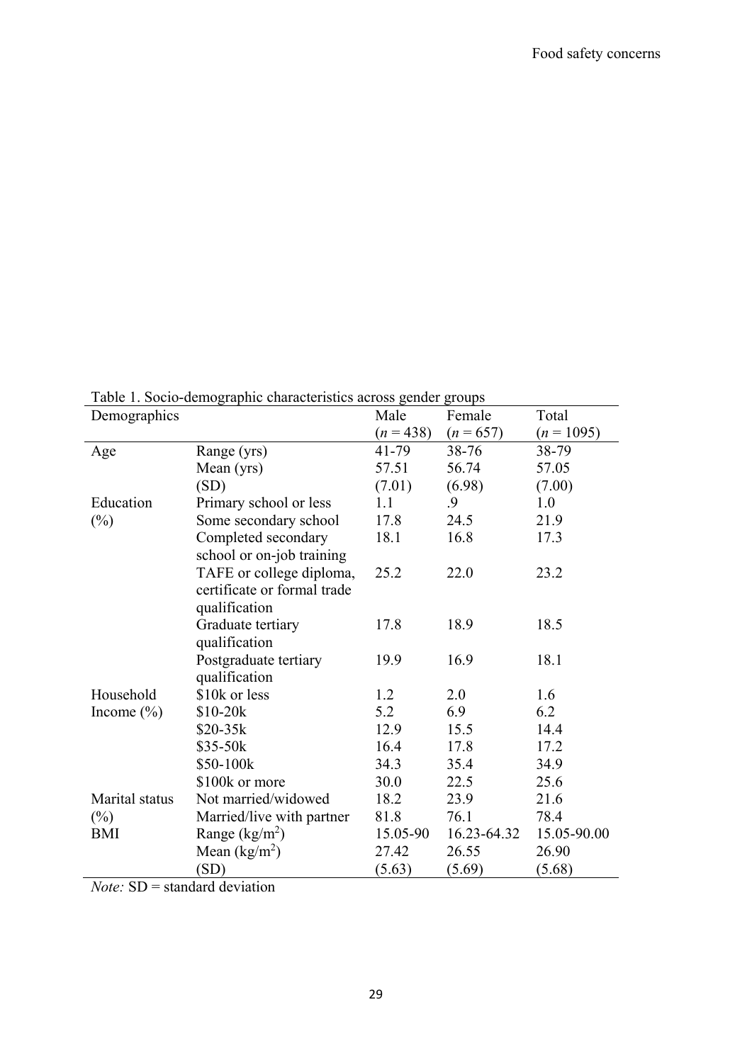Table 1. Socio-demographic characteristics across gender groups

| Demographics | | Male ($n$ = 438) | Female ($n$ = 657) | Total ($n$ = 1095) |
|---|---|---|---|---|
| Age | Range (yrs) | 41-79 | 38-76 | 38-79 |
| | Mean (yrs) | 57.51 | 56.74 | 57.05 |
| | (SD) | (7.01) | (6.98) | (7.00) |
| Education (%) | Primary school or less | 1.1 | .9 | 1.0 |
| | Some secondary school | 17.8 | 24.5 | 21.9 |
| | Completed secondary school or on-job training | 18.1 | 16.8 | 17.3 |
| | TAFE or college diploma, certificate or formal trade qualification | 25.2 | 22.0 | 23.2 |
| | Graduate tertiary qualification | 17.8 | 18.9 | 18.5 |
| | Postgraduate tertiary qualification | 19.9 | 16.9 | 18.1 |
| Household Income (%) | $10k or less | 1.2 | 2.0 | 1.6 |
| | $10-20k | 5.2 | 6.9 | 6.2 |
| | $20-35k | 12.9 | 15.5 | 14.4 |
| | $35-50k | 16.4 | 17.8 | 17.2 |
| | $50-100k | 34.3 | 35.4 | 34.9 |
| | $100k or more | 30.0 | 22.5 | 25.6 |
| Marital status (%) | Not married/widowed | 18.2 | 23.9 | 21.6 |
| | Married/live with partner | 81.8 | 76.1 | 78.4 |
| BMI | Range (kg/m$^2$) | 15.05-90 | 16.23-64.32 | 15.05-90.00 |
| | Mean (kg/m$^2$) | 27.42 | 26.55 | 26.90 |
| | (SD) | (5.63) | (5.69) | (5.68) |

*Note:* SD = standard deviation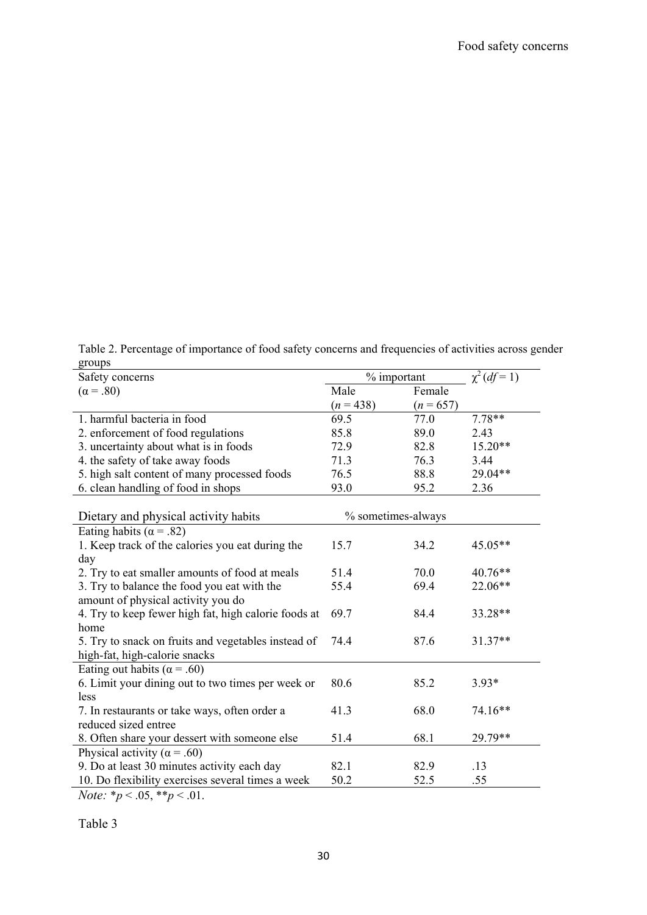Table 2. Percentage of importance of food safety concerns and frequencies of activities across gender groups

| Safety concerns ($\alpha = .80$) | % important | | $\chi^2$ ($df = 1$) |
|---|---|---|---|
| | Male ($n = 438$) | Female ($n = 657$) | |
| 1. harmful bacteria in food | 69.5 | 77.0 | 7.78** |
| 2. enforcement of food regulations | 85.8 | 89.0 | 2.43 |
| 3. uncertainty about what is in foods | 72.9 | 82.8 | 15.20** |
| 4. the safety of take away foods | 71.3 | 76.3 | 3.44 |
| 5. high salt content of many processed foods | 76.5 | 88.8 | 29.04** |
| 6. clean handling of food in shops | 93.0 | 95.2 | 2.36 |
| Dietary and physical activity habits | % sometimes-always | | |
| Eating habits ($\alpha = .82$) | | | |
| 1. Keep track of the calories you eat during the day | 15.7 | 34.2 | 45.05** |
| 2. Try to eat smaller amounts of food at meals | 51.4 | 70.0 | 40.76** |
| 3. Try to balance the food you eat with the amount of physical activity you do | 55.4 | 69.4 | 22.06** |
| 4. Try to keep fewer high fat, high calorie foods at home | 69.7 | 84.4 | 33.28** |
| 5. Try to snack on fruits and vegetables instead of high-fat, high-calorie snacks | 74.4 | 87.6 | 31.37** |
| Eating out habits ($\alpha = .60$) | | | |
| 6. Limit your dining out to two times per week or less | 80.6 | 85.2 | 3.93* |
| 7. In restaurants or take ways, often order a reduced sized entree | 41.3 | 68.0 | 74.16** |
| 8. Often share your dessert with someone else | 51.4 | 68.1 | 29.79** |
| Physical activity ($\alpha = .60$) | | | |
| 9. Do at least 30 minutes activity each day | 82.1 | 82.9 | .13 |
| 10. Do flexibility exercises several times a week | 50.2 | 52.5 | .55 |

*Note:* *$p < .05$, **$p < .01$.

Table 3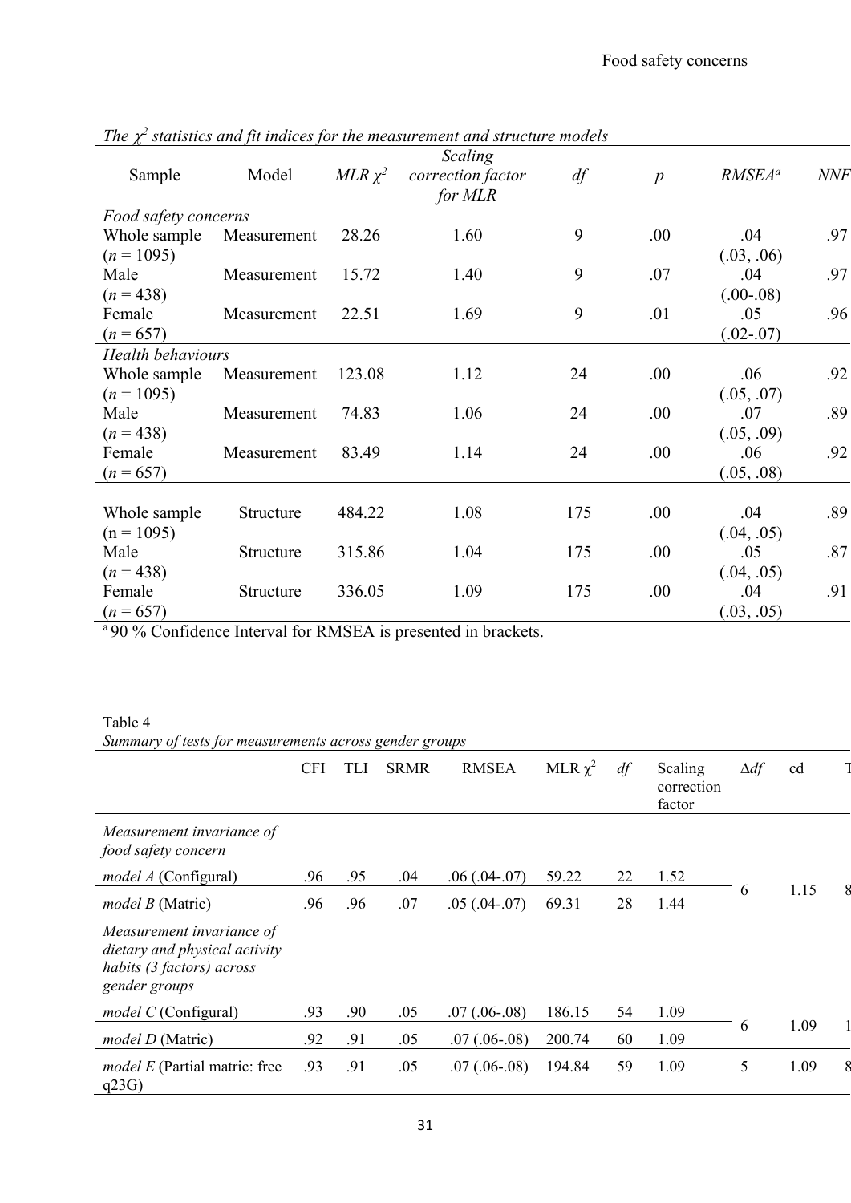*The $\chi^2$ statistics and fit indices for the measurement and structure models*

| Sample | Model | *MLR* $\chi^2$ | *Scaling correction factor for MLR* | *df* | *p* | *RMSEA*[a] | *NNF* |
|---|---|---|---|---|---|---|---|
| *Food safety concerns* | | | | | | | |
| Whole sample (*n* = 1095) | Measurement | 28.26 | 1.60 | 9 | .00 | .04 (.03, .06) | .97 |
| Male (*n* = 438) | Measurement | 15.72 | 1.40 | 9 | .07 | .04 (.00-.08) | .97 |
| Female (*n* = 657) | Measurement | 22.51 | 1.69 | 9 | .01 | .05 (.02-.07) | .96 |
| *Health behaviours* | | | | | | | |
| Whole sample (*n* = 1095) | Measurement | 123.08 | 1.12 | 24 | .00 | .06 (.05, .07) | .92 |
| Male (*n* = 438) | Measurement | 74.83 | 1.06 | 24 | .00 | .07 (.05, .09) | .89 |
| Female (*n* = 657) | Measurement | 83.49 | 1.14 | 24 | .00 | .06 (.05, .08) | .92 |
| Whole sample (n = 1095) | Structure | 484.22 | 1.08 | 175 | .00 | .04 (.04, .05) | .89 |
| Male (*n* = 438) | Structure | 315.86 | 1.04 | 175 | .00 | .05 (.04, .05) | .87 |
| Female (*n* = 657) | Structure | 336.05 | 1.09 | 175 | .00 | .04 (.03, .05) | .91 |

[a] 90 % Confidence Interval for RMSEA is presented in brackets.

Table 4

*Summary of tests for measurements across gender groups*

| | CFI | TLI | SRMR | RMSEA | MLR $\chi^2$ | *df* | Scaling correction factor | $\Delta df$ | cd | T |
|---|---|---|---|---|---|---|---|---|---|---|
| *Measurement invariance of food safety concern* | | | | | | | | | | |
| *model A* (Configural) | .96 | .95 | .04 | .06 (.04-.07) | 59.22 | 22 | 1.52 | 6 | 1.15 | 8 |
| *model B* (Matric) | .96 | .96 | .07 | .05 (.04-.07) | 69.31 | 28 | 1.44 | | | |
| *Measurement invariance of dietary and physical activity habits (3 factors) across gender groups* | | | | | | | | | | |
| *model C* (Configural) | .93 | .90 | .05 | .07 (.06-.08) | 186.15 | 54 | 1.09 | 6 | 1.09 | 1 |
| *model D* (Matric) | .92 | .91 | .05 | .07 (.06-.08) | 200.74 | 60 | 1.09 | | | |
| *model E* (Partial matric: free q23G) | .93 | .91 | .05 | .07 (.06-.08) | 194.84 | 59 | 1.09 | 5 | 1.09 | 8 |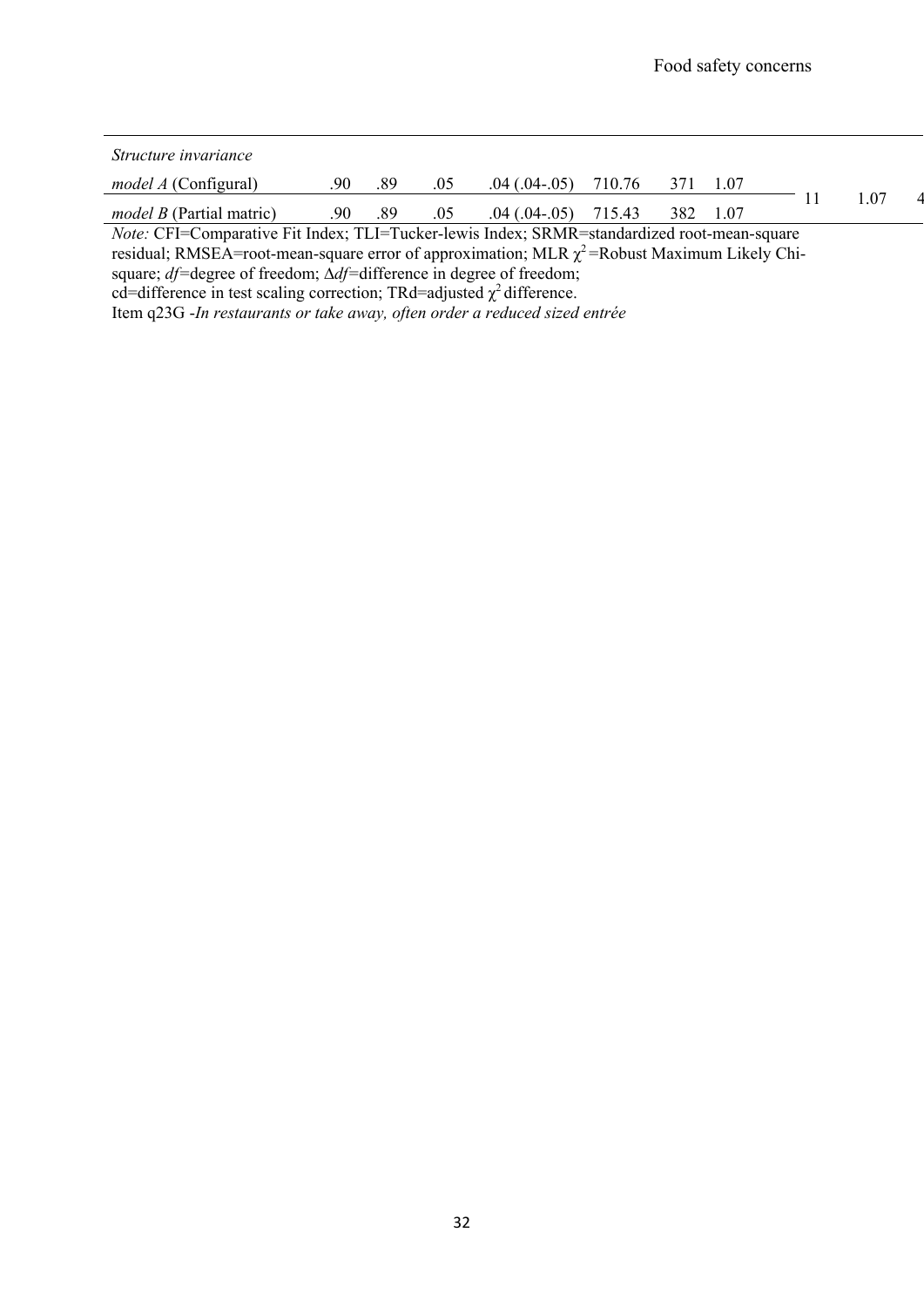| | | | | | | | | | | |
|---|---|---|---|---|---|---|---|---|---|---|
| *Structure invariance* | | | | | | | | | | |
| *model A* (Configural) | .90 | .89 | .05 | .04 (.04-.05) | 710.76 | 371 | 1.07 | 11 | 1.07 | 4 |
| *model B* (Partial matric) | .90 | .89 | .05 | .04 (.04-.05) | 715.43 | 382 | 1.07 | | | |

*Note:* CFI=Comparative Fit Index; TLI=Tucker-lewis Index; SRMR=standardized root-mean-square residual; RMSEA=root-mean-square error of approximation; MLR $\chi^2$=Robust Maximum Likely Chi-square; *df*=degree of freedom; $\Delta df$=difference in degree of freedom; cd=difference in test scaling correction; TRd=adjusted $\chi^2$ difference.

Item q23G -*In restaurants or take away, often order a reduced sized entrée*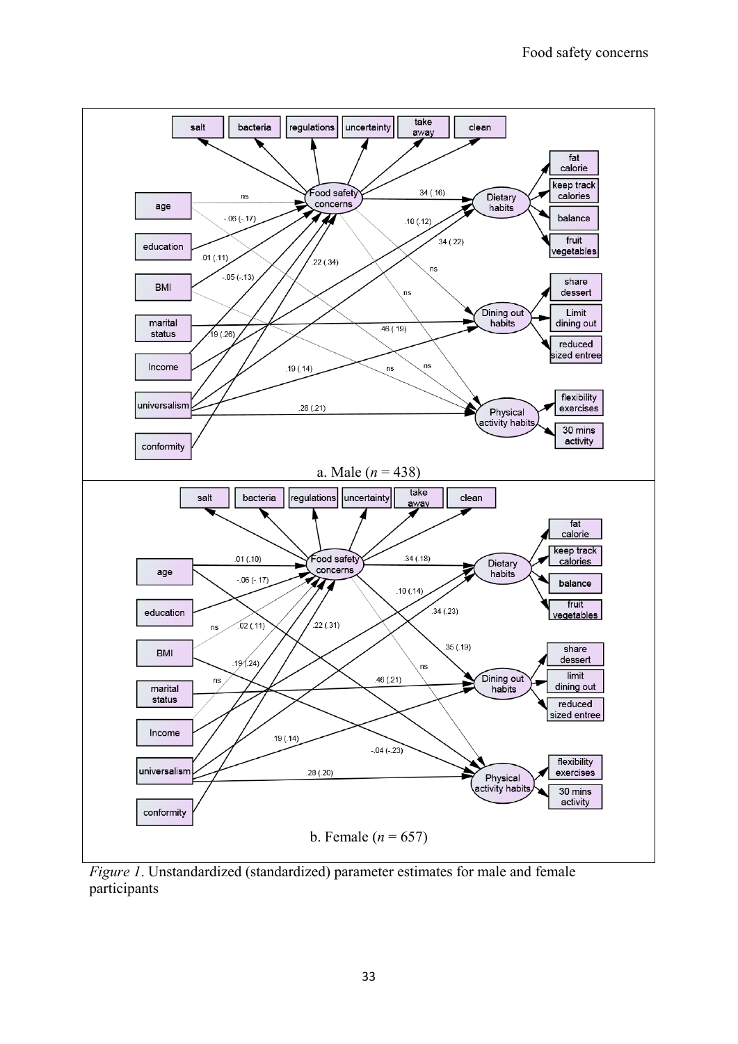salt
bacteria
regulations
uncertainty
take away
clean
fat calorie
keep track calories
balance
fruit vegetables
share dessert
Limit dining out
reduced sized entree
flexibility exercises
30 mins activity
Food safety concerns
Dietary habits
Dining out habits
Physical activity habits
age
education
BMI
marital status
Income
universalism
conformity
ns
-.06 (-.17)
.01 (.11)
-.05 (-.13)
.19 (.26)
.22 (.34)
.34 (.16)
.10 (.12)
.34 (.22)
ns
ns
.46 (.19)
.19 (.14)
ns
ns
.28 (.21)

a. Male (*n* = 438)

salt
bacteria
regulations
uncertainty
take away
clean
fat calorie
keep track calories
balance
fruit vegetables
share dessert
limit dining out
reduced sized entree
flexibility exercises
30 mins activity
Food safety concerns
Dietary habits
Dining out habits
Physical activity habits
age
education
BMI
marital status
Income
universalism
conformity
.01 (.10)
-.06 (-.17)
ns
.02 (.11)
.22 (.31)
.19 (.24)
ns
.34 (.18)
.10 (.14)
.34 (.23)
.35 (.19)
ns
.46 (.21)
.19 (.14)
-.04 (-.23)
.28 (.20)

b. Female (*n* = 657)

*Figure 1*. Unstandardized (standardized) parameter estimates for male and female participants